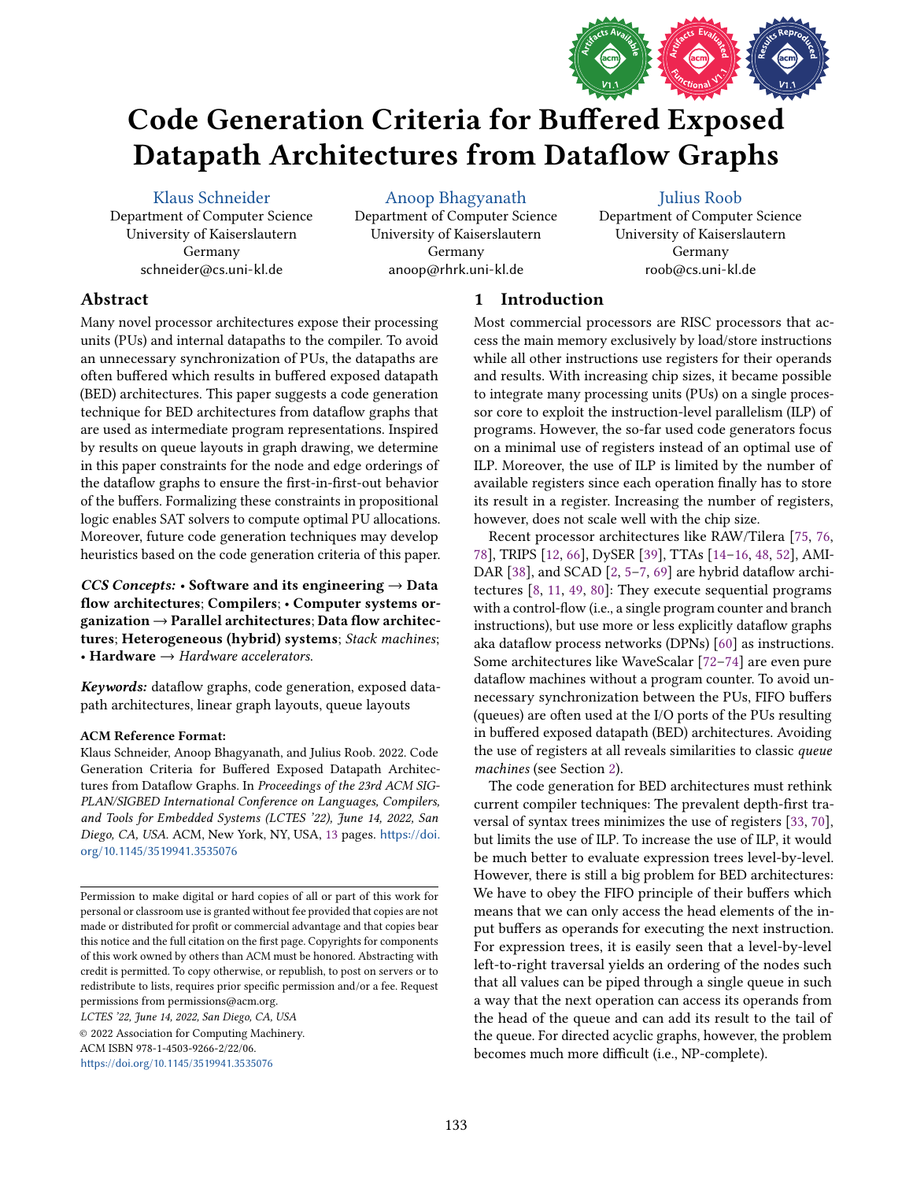# Code Generation Criteria for Buffered Exposed Datapath Architectures from Dataflow Graphs

Klaus Schneider
Department of Computer Science
University of Kaiserslautern
Germany
schneider@cs.uni-kl.de

Anoop Bhagyanath
Department of Computer Science
University of Kaiserslautern
Germany
anoop@rhrk.uni-kl.de

Julius Roob
Department of Computer Science
University of Kaiserslautern
Germany
roob@cs.uni-kl.de

## Abstract

Many novel processor architectures expose their processing units (PUs) and internal datapaths to the compiler. To avoid an unnecessary synchronization of PUs, the datapaths are often buffered which results in buffered exposed datapath (BED) architectures. This paper suggests a code generation technique for BED architectures from dataflow graphs that are used as intermediate program representations. Inspired by results on queue layouts in graph drawing, we determine in this paper constraints for the node and edge orderings of the dataflow graphs to ensure the first-in-first-out behavior of the buffers. Formalizing these constraints in propositional logic enables SAT solvers to compute optimal PU allocations. Moreover, future code generation techniques may develop heuristics based on the code generation criteria of this paper.

***CCS Concepts:*** • **Software and its engineering** → **Data flow architectures**; **Compilers**; • **Computer systems organization** → **Parallel architectures**; **Data flow architectures**; **Heterogeneous (hybrid) systems**; *Stack machines*; • **Hardware** → *Hardware accelerators*.

***Keywords:*** dataflow graphs, code generation, exposed datapath architectures, linear graph layouts, queue layouts

**ACM Reference Format:**
Klaus Schneider, Anoop Bhagyanath, and Julius Roob. 2022. Code Generation Criteria for Buffered Exposed Datapath Architectures from Dataflow Graphs. In *Proceedings of the 23rd ACM SIGPLAN/SIGBED International Conference on Languages, Compilers, and Tools for Embedded Systems (LCTES '22), June 14, 2022, San Diego, CA, USA.* ACM, New York, NY, USA, 13 pages. https://doi.org/10.1145/3519941.3535076

Permission to make digital or hard copies of all or part of this work for personal or classroom use is granted without fee provided that copies are not made or distributed for profit or commercial advantage and that copies bear this notice and the full citation on the first page. Copyrights for components of this work owned by others than ACM must be honored. Abstracting with credit is permitted. To copy otherwise, or republish, to post on servers or to redistribute to lists, requires prior specific permission and/or a fee. Request permissions from permissions@acm.org.

*LCTES '22, June 14, 2022, San Diego, CA, USA*
© 2022 Association for Computing Machinery.
ACM ISBN 978-1-4503-9266-2/22/06.
https://doi.org/10.1145/3519941.3535076

## 1 Introduction

Most commercial processors are RISC processors that access the main memory exclusively by load/store instructions while all other instructions use registers for their operands and results. With increasing chip sizes, it became possible to integrate many processing units (PUs) on a single processor core to exploit the instruction-level parallelism (ILP) of programs. However, the so-far used code generators focus on a minimal use of registers instead of an optimal use of ILP. Moreover, the use of ILP is limited by the number of available registers since each operation finally has to store its result in a register. Increasing the number of registers, however, does not scale well with the chip size.

Recent processor architectures like RAW/Tilera [75, 76, 78], TRIPS [12, 66], DySER [39], TTAs [14–16, 48, 52], AMIDAR [38], and SCAD [2, 5–7, 69] are hybrid dataflow architectures [8, 11, 49, 80]: They execute sequential programs with a control-flow (i.e., a single program counter and branch instructions), but use more or less explicitly dataflow graphs aka dataflow process networks (DPNs) [60] as instructions. Some architectures like WaveScalar [72–74] are even pure dataflow machines without a program counter. To avoid unnecessary synchronization between the PUs, FIFO buffers (queues) are often used at the I/O ports of the PUs resulting in buffered exposed datapath (BED) architectures. Avoiding the use of registers at all reveals similarities to classic *queue machines* (see Section 2).

The code generation for BED architectures must rethink current compiler techniques: The prevalent depth-first traversal of syntax trees minimizes the use of registers [33, 70], but limits the use of ILP. To increase the use of ILP, it would be much better to evaluate expression trees level-by-level. However, there is still a big problem for BED architectures: We have to obey the FIFO principle of their buffers which means that we can only access the head elements of the input buffers as operands for executing the next instruction. For expression trees, it is easily seen that a level-by-level left-to-right traversal yields an ordering of the nodes such that all values can be piped through a single queue in such a way that the next operation can access its operands from the head of the queue and can add its result to the tail of the queue. For directed acyclic graphs, however, the problem becomes much more difficult (i.e., NP-complete).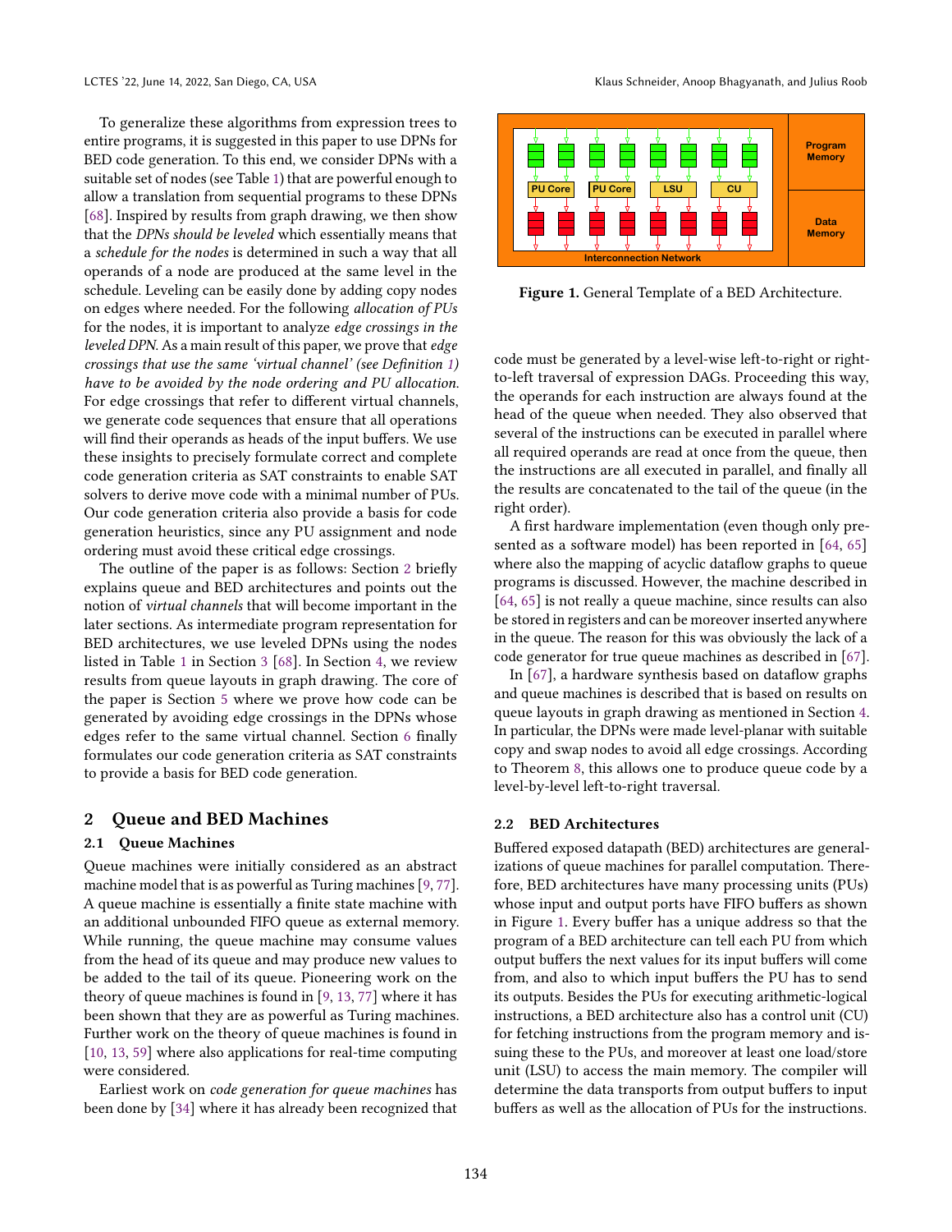To generalize these algorithms from expression trees to entire programs, it is suggested in this paper to use DPNs for BED code generation. To this end, we consider DPNs with a suitable set of nodes (see Table 1) that are powerful enough to allow a translation from sequential programs to these DPNs [68]. Inspired by results from graph drawing, we then show that the *DPNs should be leveled* which essentially means that a *schedule for the nodes* is determined in such a way that all operands of a node are produced at the same level in the schedule. Leveling can be easily done by adding copy nodes on edges where needed. For the following *allocation of PUs* for the nodes, it is important to analyze *edge crossings in the leveled DPN*. As a main result of this paper, we prove that *edge crossings that use the same 'virtual channel' (see Definition 1) have to be avoided by the node ordering and PU allocation*. For edge crossings that refer to different virtual channels, we generate code sequences that ensure that all operations will find their operands as heads of the input buffers. We use these insights to precisely formulate correct and complete code generation criteria as SAT constraints to enable SAT solvers to derive move code with a minimal number of PUs. Our code generation criteria also provide a basis for code generation heuristics, since any PU assignment and node ordering must avoid these critical edge crossings.

The outline of the paper is as follows: Section 2 briefly explains queue and BED architectures and points out the notion of *virtual channels* that will become important in the later sections. As intermediate program representation for BED architectures, we use leveled DPNs using the nodes listed in Table 1 in Section 3 [68]. In Section 4, we review results from queue layouts in graph drawing. The core of the paper is Section 5 where we prove how code can be generated by avoiding edge crossings in the DPNs whose edges refer to the same virtual channel. Section 6 finally formulates our code generation criteria as SAT constraints to provide a basis for BED code generation.

## 2 Queue and BED Machines

### 2.1 Queue Machines

Queue machines were initially considered as an abstract machine model that is as powerful as Turing machines [9, 77]. A queue machine is essentially a finite state machine with an additional unbounded FIFO queue as external memory. While running, the queue machine may consume values from the head of its queue and may produce new values to be added to the tail of its queue. Pioneering work on the theory of queue machines is found in [9, 13, 77] where it has been shown that they are as powerful as Turing machines. Further work on the theory of queue machines is found in [10, 13, 59] where also applications for real-time computing were considered.

Earliest work on *code generation for queue machines* has been done by [34] where it has already been recognized that code must be generated by a level-wise left-to-right or right-to-left traversal of expression DAGs. Proceeding this way, the operands for each instruction are always found at the head of the queue when needed. They also observed that several of the instructions can be executed in parallel where all required operands are read at once from the queue, then the instructions are all executed in parallel, and finally all the results are concatenated to the tail of the queue (in the right order).

A first hardware implementation (even though only presented as a software model) has been reported in [64, 65] where also the mapping of acyclic dataflow graphs to queue programs is discussed. However, the machine described in [64, 65] is not really a queue machine, since results can also be stored in registers and can be moreover inserted anywhere in the queue. The reason for this was obviously the lack of a code generator for true queue machines as described in [67].

In [67], a hardware synthesis based on dataflow graphs and queue machines is described that is based on results on queue layouts in graph drawing as mentioned in Section 4. In particular, the DPNs were made level-planar with suitable copy and swap nodes to avoid all edge crossings. According to Theorem 8, this allows one to produce queue code by a level-by-level left-to-right traversal.

Figure 1. General Template of a BED Architecture.

### 2.2 BED Architectures

Buffered exposed datapath (BED) architectures are generalizations of queue machines for parallel computation. Therefore, BED architectures have many processing units (PUs) whose input and output ports have FIFO buffers as shown in Figure 1. Every buffer has a unique address so that the program of a BED architecture can tell each PU from which output buffers the next values for its input buffers will come from, and also to which input buffers the PU has to send its outputs. Besides the PUs for executing arithmetic-logical instructions, a BED architecture also has a control unit (CU) for fetching instructions from the program memory and issuing these to the PUs, and moreover at least one load/store unit (LSU) to access the main memory. The compiler will determine the data transports from output buffers to input buffers as well as the allocation of PUs for the instructions.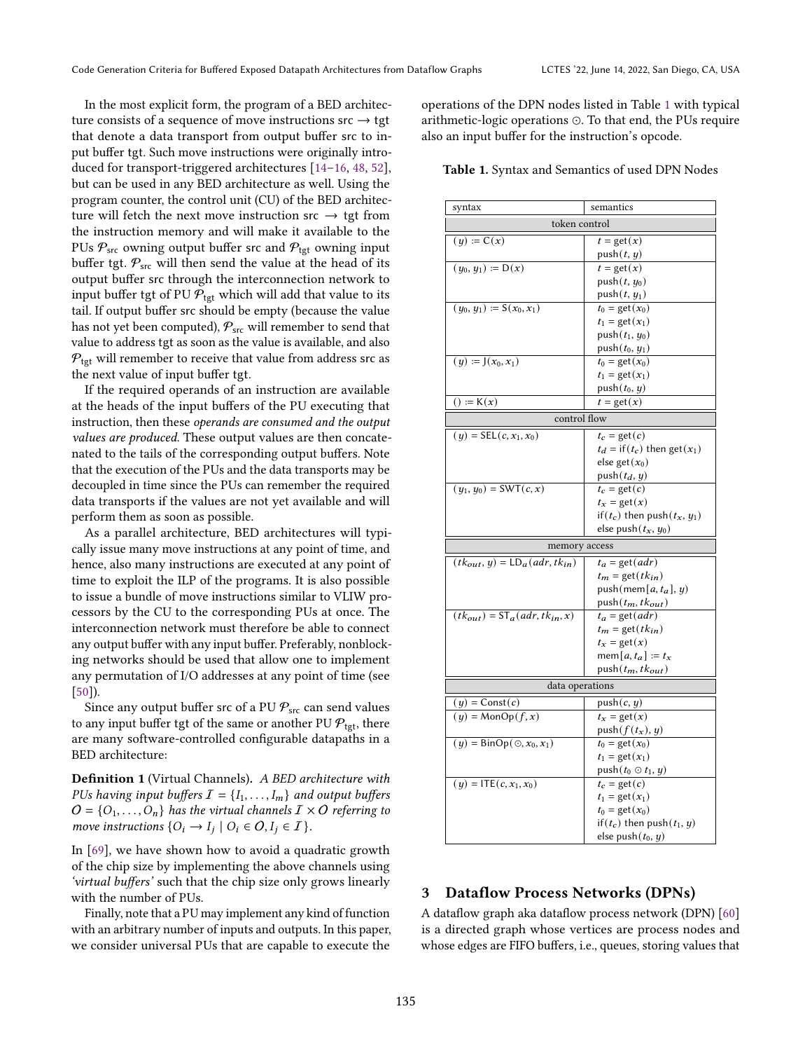In the most explicit form, the program of a BED architecture consists of a sequence of move instructions src $\rightarrow$ tgt that denote a data transport from output buffer src to input buffer tgt. Such move instructions were originally introduced for transport-triggered architectures [14–16, 48, 52], but can be used in any BED architecture as well. Using the program counter, the control unit (CU) of the BED architecture will fetch the next move instruction src $\rightarrow$ tgt from the instruction memory and will make it available to the PUs $\mathcal{P}_{src}$ owning output buffer src and $\mathcal{P}_{tgt}$ owning input buffer tgt. $\mathcal{P}_{src}$ will then send the value at the head of its output buffer src through the interconnection network to input buffer tgt of PU $\mathcal{P}_{tgt}$ which will add that value to its tail. If output buffer src should be empty (because the value has not yet been computed), $\mathcal{P}_{src}$ will remember to send that value to address tgt as soon as the value is available, and also $\mathcal{P}_{tgt}$ will remember to receive that value from address src as the next value of input buffer tgt.

If the required operands of an instruction are available at the heads of the input buffers of the PU executing that instruction, then these *operands are consumed and the output values are produced*. These output values are then concatenated to the tails of the corresponding output buffers. Note that the execution of the PUs and the data transports may be decoupled in time since the PUs can remember the required data transports if the values are not yet available and will perform them as soon as possible.

As a parallel architecture, BED architectures will typically issue many move instructions at any point of time, and hence, also many instructions are executed at any point of time to exploit the ILP of the programs. It is also possible to issue a bundle of move instructions similar to VLIW processors by the CU to the corresponding PUs at once. The interconnection network must therefore be able to connect any output buffer with any input buffer. Preferably, nonblocking networks should be used that allow one to implement any permutation of I/O addresses at any point of time (see [50]).

Since any output buffer src of a PU $\mathcal{P}_{src}$ can send values to any input buffer tgt of the same or another PU $\mathcal{P}_{tgt}$, there are many software-controlled configurable datapaths in a BED architecture:

**Definition 1** (Virtual Channels). *A BED architecture with PUs having input buffers $\mathcal{I} = \{I_1, \ldots, I_m\}$ and output buffers $\mathcal{O} = \{O_1, \ldots, O_n\}$ has the virtual channels $\mathcal{I} \times \mathcal{O}$ referring to move instructions $\{O_i \rightarrow I_j \mid O_i \in \mathcal{O}, I_j \in \mathcal{I}\}$.*

In [69], we have shown how to avoid a quadratic growth of the chip size by implementing the above channels using *'virtual buffers'* such that the chip size only grows linearly with the number of PUs.

Finally, note that a PU may implement any kind of function with an arbitrary number of inputs and outputs. In this paper, we consider universal PUs that are capable to execute the operations of the DPN nodes listed in Table 1 with typical arithmetic-logic operations $\odot$. To that end, the PUs require also an input buffer for the instruction's opcode.

**Table 1.** Syntax and Semantics of used DPN Nodes

| syntax | semantics |
|---|---|
| **token control** | |
| $(y) := \mathsf{C}(x)$ | $t = \mathrm{get}(x)$<br>$\mathrm{push}(t, y)$ |
| $(y_0, y_1) := \mathsf{D}(x)$ | $t = \mathrm{get}(x)$<br>$\mathrm{push}(t, y_0)$<br>$\mathrm{push}(t, y_1)$ |
| $(y_0, y_1) := \mathsf{S}(x_0, x_1)$ | $t_0 = \mathrm{get}(x_0)$<br>$t_1 = \mathrm{get}(x_1)$<br>$\mathrm{push}(t_1, y_0)$<br>$\mathrm{push}(t_0, y_1)$ |
| $(y) := \mathsf{J}(x_0, x_1)$ | $t_0 = \mathrm{get}(x_0)$<br>$t_1 = \mathrm{get}(x_1)$<br>$\mathrm{push}(t_0, y)$ |
| $() := \mathsf{K}(x)$ | $t = \mathrm{get}(x)$ |
| **control flow** | |
| $(y) = \mathsf{SEL}(c, x_1, x_0)$ | $t_c = \mathrm{get}(c)$<br>$t_d = \mathrm{if}(t_c)$ then $\mathrm{get}(x_1)$<br>else $\mathrm{get}(x_0)$<br>$\mathrm{push}(t_d, y)$ |
| $(y_1, y_0) = \mathsf{SWT}(c, x)$ | $t_c = \mathrm{get}(c)$<br>$t_x = \mathrm{get}(x)$<br>$\mathrm{if}(t_c)$ then $\mathrm{push}(t_x, y_1)$<br>else $\mathrm{push}(t_x, y_0)$ |
| **memory access** | |
| $(tk_{out}, y) = \mathsf{LD}_a(adr, tk_{in})$ | $t_a = \mathrm{get}(adr)$<br>$t_m = \mathrm{get}(tk_{in})$<br>$\mathrm{push}(\mathrm{mem}[a, t_a], y)$<br>$\mathrm{push}(t_m, tk_{out})$ |
| $(tk_{out}) = \mathsf{ST}_a(adr, tk_{in}, x)$ | $t_a = \mathrm{get}(adr)$<br>$t_m = \mathrm{get}(tk_{in})$<br>$t_x = \mathrm{get}(x)$<br>$\mathrm{mem}[a, t_a] := t_x$<br>$\mathrm{push}(t_m, tk_{out})$ |
| **data operations** | |
| $(y) = \mathsf{Const}(c)$ | $\mathrm{push}(c, y)$ |
| $(y) = \mathsf{MonOp}(f, x)$ | $t_x = \mathrm{get}(x)$<br>$\mathrm{push}(f(t_x), y)$ |
| $(y) = \mathsf{BinOp}(\odot, x_0, x_1)$ | $t_0 = \mathrm{get}(x_0)$<br>$t_1 = \mathrm{get}(x_1)$<br>$\mathrm{push}(t_0 \odot t_1, y)$ |
| $(y) = \mathsf{ITE}(c, x_1, x_0)$ | $t_c = \mathrm{get}(c)$<br>$t_1 = \mathrm{get}(x_1)$<br>$t_0 = \mathrm{get}(x_0)$<br>$\mathrm{if}(t_c)$ then $\mathrm{push}(t_1, y)$<br>else $\mathrm{push}(t_0, y)$ |

## 3 Dataflow Process Networks (DPNs)

A dataflow graph aka dataflow process network (DPN) [60] is a directed graph whose vertices are process nodes and whose edges are FIFO buffers, i.e., queues, storing values that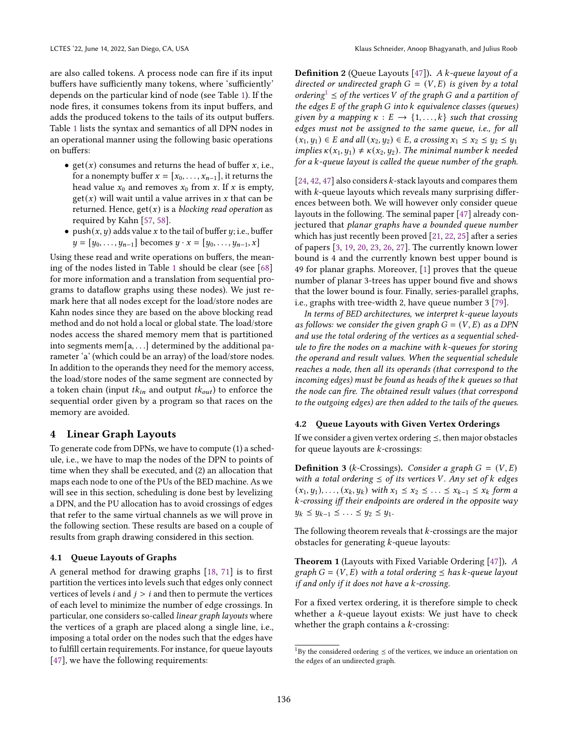are also called tokens. A process node can fire if its input buffers have sufficiently many tokens, where 'sufficiently' depends on the particular kind of node (see Table 1). If the node fires, it consumes tokens from its input buffers, and adds the produced tokens to the tails of its output buffers. Table 1 lists the syntax and semantics of all DPN nodes in an operational manner using the following basic operations on buffers:

- $\mathrm{get}(x)$ consumes and returns the head of buffer $x$, i.e., for a nonempty buffer $x = [x_0, \ldots, x_{n-1}]$, it returns the head value $x_0$ and removes $x_0$ from $x$. If $x$ is empty, $\mathrm{get}(x)$ will wait until a value arrives in $x$ that can be returned. Hence, $\mathrm{get}(x)$ is a *blocking read operation* as required by Kahn [57, 58].
- $\mathrm{push}(x, y)$ adds value $x$ to the tail of buffer $y$; i.e., buffer $y = [y_0, \ldots, y_{n-1}]$ becomes $y \cdot x = [y_0, \ldots, y_{n-1}, x]$

Using these read and write operations on buffers, the meaning of the nodes listed in Table 1 should be clear (see [68] for more information and a translation from sequential programs to dataflow graphs using these nodes). We just remark here that all nodes except for the load/store nodes are Kahn nodes since they are based on the above blocking read method and do not hold a local or global state. The load/store nodes access the shared memory mem that is partitioned into segments mem[a, . . .] determined by the additional parameter 'a' (which could be an array) of the load/store nodes. In addition to the operands they need for the memory access, the load/store nodes of the same segment are connected by a token chain (input $tk_{in}$ and output $tk_{out}$) to enforce the sequential order given by a program so that races on the memory are avoided.

## 4 Linear Graph Layouts

To generate code from DPNs, we have to compute (1) a schedule, i.e., we have to map the nodes of the DPN to points of time when they shall be executed, and (2) an allocation that maps each node to one of the PUs of the BED machine. As we will see in this section, scheduling is done best by levelizing a DPN, and the PU allocation has to avoid crossings of edges that refer to the same virtual channels as we will prove in the following section. These results are based on a couple of results from graph drawing considered in this section.

### 4.1 Queue Layouts of Graphs

A general method for drawing graphs [18, 71] is to first partition the vertices into levels such that edges only connect vertices of levels $i$ and $j > i$ and then to permute the vertices of each level to minimize the number of edge crossings. In particular, one considers so-called *linear graph layouts* where the vertices of a graph are placed along a single line, i.e., imposing a total order on the nodes such that the edges have to fulfill certain requirements. For instance, for queue layouts [47], we have the following requirements:

**Definition 2** (Queue Layouts [47])**.** *A $k$-queue layout of a directed or undirected graph $G = (V, E)$ is given by a total ordering[1] $\preceq$ of the vertices $V$ of the graph $G$ and a partition of the edges $E$ of the graph $G$ into $k$ equivalence classes (queues) given by a mapping $\kappa : E \to \{1, \ldots, k\}$ such that crossing edges must not be assigned to the same queue, i.e., for all $(x_1, y_1) \in E$ and all $(x_2, y_2) \in E$, a crossing $x_1 \preceq x_2 \preceq y_2 \preceq y_1$ implies $\kappa(x_1, y_1) \neq \kappa(x_2, y_2)$. The minimal number $k$ needed for a $k$-queue layout is called the queue number of the graph.*

[24, 42, 47] also considers $k$-stack layouts and compares them with $k$-queue layouts which reveals many surprising differences between both. We will however only consider queue layouts in the following. The seminal paper [47] already conjectured that *planar graphs have a bounded queue number* which has just recently been proved [21, 22, 25] after a series of papers [3, 19, 20, 23, 26, 27]. The currently known lower bound is 4 and the currently known best upper bound is 49 for planar graphs. Moreover, [1] proves that the queue number of planar 3-trees has upper bound five and shows that the lower bound is four. Finally, series-parallel graphs, i.e., graphs with tree-width 2, have queue number 3 [79].

*In terms of BED architectures, we interpret $k$-queue layouts as follows: we consider the given graph $G = (V, E)$ as a DPN and use the total ordering of the vertices as a sequential schedule to fire the nodes on a machine with $k$-queues for storing the operand and result values. When the sequential schedule reaches a node, then all its operands (that correspond to the incoming edges) must be found as heads of the $k$ queues so that the node can fire. The obtained result values (that correspond to the outgoing edges) are then added to the tails of the queues.*

### 4.2 Queue Layouts with Given Vertex Orderings

If we consider a given vertex ordering $\preceq$, then major obstacles for queue layouts are $k$-crossings:

**Definition 3** ($k$-Crossings)**.** *Consider a graph $G = (V, E)$ with a total ordering $\preceq$ of its vertices $V$. Any set of $k$ edges $(x_1, y_1), \ldots, (x_k, y_k)$ with $x_1 \preceq x_2 \preceq \ldots \preceq x_{k-1} \preceq x_k$ form a $k$-crossing iff their endpoints are ordered in the opposite way $y_k \preceq y_{k-1} \preceq \ldots \preceq y_2 \preceq y_1$.*

The following theorem reveals that $k$-crossings are the major obstacles for generating $k$-queue layouts:

**Theorem 1** (Layouts with Fixed Variable Ordering [47])**.** *A graph $G = (V, E)$ with a total ordering $\preceq$ has $k$-queue layout if and only if it does not have a $k$-crossing.*

For a fixed vertex ordering, it is therefore simple to check whether a $k$-queue layout exists: We just have to check whether the graph contains a $k$-crossing:

[1] By the considered ordering $\preceq$ of the vertices, we induce an orientation on the edges of an undirected graph.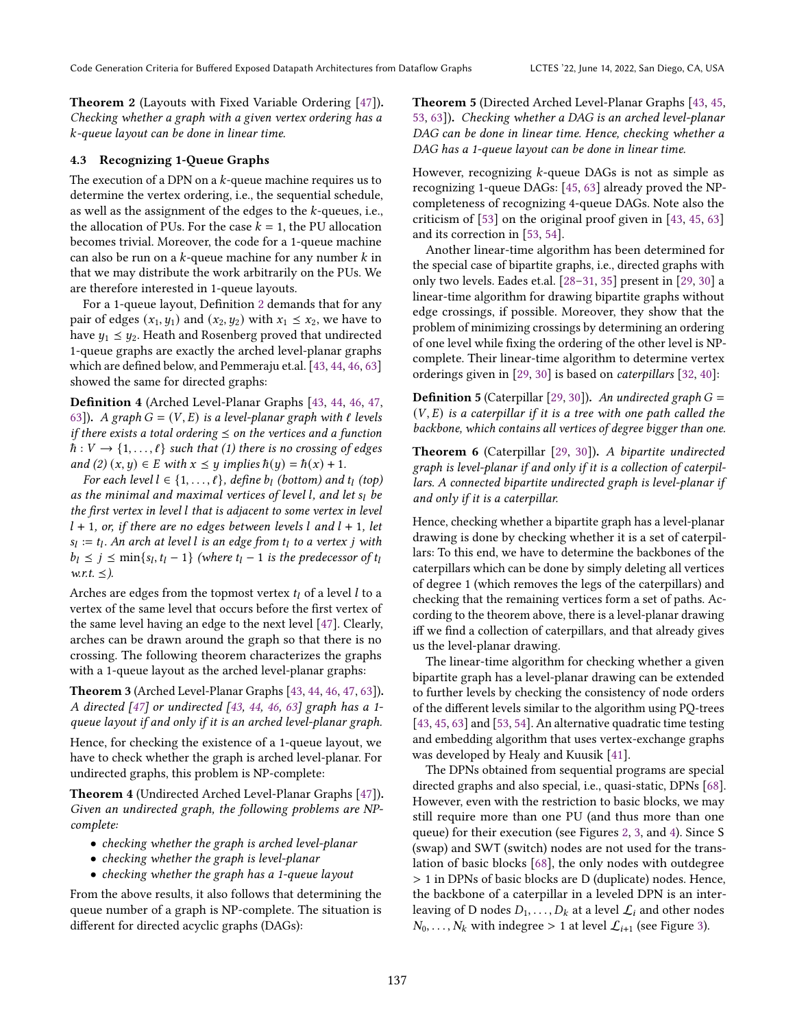**Theorem 2** (Layouts with Fixed Variable Ordering [47])**.** *Checking whether a graph with a given vertex ordering has a $k$-queue layout can be done in linear time.*

### 4.3 Recognizing 1-Queue Graphs

The execution of a DPN on a $k$-queue machine requires us to determine the vertex ordering, i.e., the sequential schedule, as well as the assignment of the edges to the $k$-queues, i.e., the allocation of PUs. For the case $k = 1$, the PU allocation becomes trivial. Moreover, the code for a 1-queue machine can also be run on a $k$-queue machine for any number $k$ in that we may distribute the work arbitrarily on the PUs. We are therefore interested in 1-queue layouts.

For a 1-queue layout, Definition 2 demands that for any pair of edges $(x_1, y_1)$ and $(x_2, y_2)$ with $x_1 \preceq x_2$, we have to have $y_1 \preceq y_2$. Heath and Rosenberg proved that undirected 1-queue graphs are exactly the arched level-planar graphs which are defined below, and Pemmeraju et.al. [43, 44, 46, 63] showed the same for directed graphs:

**Definition 4** (Arched Level-Planar Graphs [43, 44, 46, 47, 63])**.** *A graph $G = (V, E)$ is a level-planar graph with $\ell$ levels if there exists a total ordering $\preceq$ on the vertices and a function $\hbar : V \to \{1, \dots, \ell\}$ such that (1) there is no crossing of edges and (2) $(x, y) \in E$ with $x \preceq y$ implies $\hbar(y) = \hbar(x) + 1$.*

*For each level $l \in \{1, \dots, \ell\}$, define $b_l$ (bottom) and $t_l$ (top) as the minimal and maximal vertices of level $l$, and let $s_l$ be the first vertex in level $l$ that is adjacent to some vertex in level $l + 1$, or, if there are no edges between levels $l$ and $l + 1$, let $s_l := t_l$. An arch at level $l$ is an edge from $t_l$ to a vertex $j$ with $b_l \preceq j \preceq \min\{s_l, t_l - 1\}$ (where $t_l - 1$ is the predecessor of $t_l$ w.r.t. $\preceq$).*

Arches are edges from the topmost vertex $t_l$ of a level $l$ to a vertex of the same level that occurs before the first vertex of the same level having an edge to the next level [47]. Clearly, arches can be drawn around the graph so that there is no crossing. The following theorem characterizes the graphs with a 1-queue layout as the arched level-planar graphs:

**Theorem 3** (Arched Level-Planar Graphs [43, 44, 46, 47, 63])**.** *A directed [47] or undirected [43, 44, 46, 63] graph has a 1-queue layout if and only if it is an arched level-planar graph.*

Hence, for checking the existence of a 1-queue layout, we have to check whether the graph is arched level-planar. For undirected graphs, this problem is NP-complete:

**Theorem 4** (Undirected Arched Level-Planar Graphs [47])**.** *Given an undirected graph, the following problems are NP-complete:*

- *checking whether the graph is arched level-planar*
- *checking whether the graph is level-planar*
- *checking whether the graph has a 1-queue layout*

From the above results, it also follows that determining the queue number of a graph is NP-complete. The situation is different for directed acyclic graphs (DAGs):

**Theorem 5** (Directed Arched Level-Planar Graphs [43, 45, 53, 63])**.** *Checking whether a DAG is an arched level-planar DAG can be done in linear time. Hence, checking whether a DAG has a 1-queue layout can be done in linear time.*

However, recognizing $k$-queue DAGs is not as simple as recognizing 1-queue DAGs: [45, 63] already proved the NP-completeness of recognizing 4-queue DAGs. Note also the criticism of [53] on the original proof given in [43, 45, 63] and its correction in [53, 54].

Another linear-time algorithm has been determined for the special case of bipartite graphs, i.e., directed graphs with only two levels. Eades et.al. [28–31, 35] present in [29, 30] a linear-time algorithm for drawing bipartite graphs without edge crossings, if possible. Moreover, they show that the problem of minimizing crossings by determining an ordering of one level while fixing the ordering of the other level is NP-complete. Their linear-time algorithm to determine vertex orderings given in [29, 30] is based on *caterpillars* [32, 40]:

**Definition 5** (Caterpillar [29, 30])**.** *An undirected graph $G = (V, E)$ is a caterpillar if it is a tree with one path called the backbone, which contains all vertices of degree bigger than one.*

**Theorem 6** (Caterpillar [29, 30])**.** *A bipartite undirected graph is level-planar if and only if it is a collection of caterpillars. A connected bipartite undirected graph is level-planar if and only if it is a caterpillar.*

Hence, checking whether a bipartite graph has a level-planar drawing is done by checking whether it is a set of caterpillars: To this end, we have to determine the backbones of the caterpillars which can be done by simply deleting all vertices of degree 1 (which removes the legs of the caterpillars) and checking that the remaining vertices form a set of paths. According to the theorem above, there is a level-planar drawing iff we find a collection of caterpillars, and that already gives us the level-planar drawing.

The linear-time algorithm for checking whether a given bipartite graph has a level-planar drawing can be extended to further levels by checking the consistency of node orders of the different levels similar to the algorithm using PQ-trees [43, 45, 63] and [53, 54]. An alternative quadratic time testing and embedding algorithm that uses vertex-exchange graphs was developed by Healy and Kuusik [41].

The DPNs obtained from sequential programs are special directed graphs and also special, i.e., quasi-static, DPNs [68]. However, even with the restriction to basic blocks, we may still require more than one PU (and thus more than one queue) for their execution (see Figures 2, 3, and 4). Since S (swap) and SWT (switch) nodes are not used for the translation of basic blocks [68], the only nodes with outdegree $> 1$ in DPNs of basic blocks are D (duplicate) nodes. Hence, the backbone of a caterpillar in a leveled DPN is an interleaving of D nodes $D_1, \dots, D_k$ at a level $\mathcal{L}_i$ and other nodes $N_0, \dots, N_k$ with indegree $> 1$ at level $\mathcal{L}_{i+1}$ (see Figure 3).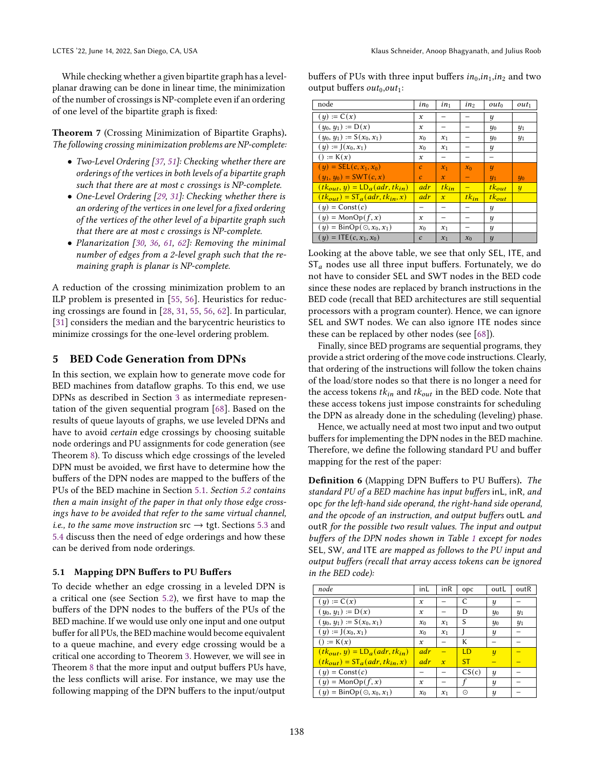While checking whether a given bipartite graph has a level-planar drawing can be done in linear time, the minimization of the number of crossings is NP-complete even if an ordering of one level of the bipartite graph is fixed:

**Theorem 7** (Crossing Minimization of Bipartite Graphs). *The following crossing minimization problems are NP-complete:*

- *Two-Level Ordering [37, 51]: Checking whether there are orderings of the vertices in both levels of a bipartite graph such that there are at most c crossings is NP-complete.*
- *One-Level Ordering [29, 31]: Checking whether there is an ordering of the vertices in one level for a fixed ordering of the vertices of the other level of a bipartite graph such that there are at most c crossings is NP-complete.*
- *Planarization [30, 36, 61, 62]: Removing the minimal number of edges from a 2-level graph such that the remaining graph is planar is NP-complete.*

A reduction of the crossing minimization problem to an ILP problem is presented in [55, 56]. Heuristics for reducing crossings are found in [28, 31, 55, 56, 62]. In particular, [31] considers the median and the barycentric heuristics to minimize crossings for the one-level ordering problem.

## 5 BED Code Generation from DPNs

In this section, we explain how to generate move code for BED machines from dataflow graphs. To this end, we use DPNs as described in Section 3 as intermediate representation of the given sequential program [68]. Based on the results of queue layouts of graphs, we use leveled DPNs and have to avoid *certain* edge crossings by choosing suitable node orderings and PU assignments for code generation (see Theorem 8). To discuss which edge crossings of the leveled DPN must be avoided, we first have to determine how the buffers of the DPN nodes are mapped to the buffers of the PUs of the BED machine in Section 5.1. *Section 5.2 contains then a main insight of the paper in that only those edge crossings have to be avoided that refer to the same virtual channel, i.e., to the same move instruction* src → tgt. Sections 5.3 and 5.4 discuss then the need of edge orderings and how these can be derived from node orderings.

### 5.1 Mapping DPN Buffers to PU Buffers

To decide whether an edge crossing in a leveled DPN is a critical one (see Section 5.2), we first have to map the buffers of the DPN nodes to the buffers of the PUs of the BED machine. If we would use only one input and one output buffer for all PUs, the BED machine would become equivalent to a queue machine, and every edge crossing would be a critical one according to Theorem 3. However, we will see in Theorem 8 that the more input and output buffers PUs have, the less conflicts will arise. For instance, we may use the following mapping of the DPN buffers to the input/output buffers of PUs with three input buffers $in_0$,$in_1$,$in_2$ and two output buffers $out_0$,$out_1$:

| node | $in_0$ | $in_1$ | $in_2$ | $out_0$ | $out_1$ |
|---|---|---|---|---|---|
| $(y) := \mathsf{C}(x)$ | $x$ | – | – | $y$ | |
| $(y_0, y_1) := \mathsf{D}(x)$ | $x$ | – | – | $y_0$ | $y_1$ |
| $(y_0, y_1) := \mathsf{S}(x_0, x_1)$ | $x_0$ | $x_1$ | – | $y_0$ | $y_1$ |
| $(y) := \mathsf{J}(x_0, x_1)$ | $x_0$ | $x_1$ | – | $y$ | |
| $() := \mathsf{K}(x)$ | $x$ | – | – | – | |
| $(y) = \mathsf{SEL}(c, x_1, x_0)$ | $c$ | $x_1$ | $x_0$ | $y$ | |
| $(y_1, y_0) = \mathsf{SWT}(c, x)$ | $c$ | $x$ | – | $y_1$ | $y_0$ |
| $(tk_{out}, y) = \mathsf{LD}_a(adr, tk_{in})$ | $adr$ | $tk_{in}$ | – | $tk_{out}$ | $y$ |
| $(tk_{out}) = \mathsf{ST}_a(adr, tk_{in}, x)$ | $adr$ | $x$ | $tk_{in}$ | $tk_{out}$ | |
| $(y) = \mathsf{Const}(c)$ | – | – | – | $y$ | |
| $(y) = \mathsf{MonOp}(f, x)$ | $x$ | – | – | $y$ | |
| $(y) = \mathsf{BinOp}(\odot, x_0, x_1)$ | $x_0$ | $x_1$ | – | $y$ | |
| $(y) = \mathsf{ITE}(c, x_1, x_0)$ | $c$ | $x_1$ | $x_0$ | $y$ | |

Looking at the above table, we see that only SEL, ITE, and $\mathsf{ST}_a$ nodes use all three input buffers. Fortunately, we do not have to consider SEL and SWT nodes in the BED code since these nodes are replaced by branch instructions in the BED code (recall that BED architectures are still sequential processors with a program counter). Hence, we can ignore SEL and SWT nodes. We can also ignore ITE nodes since these can be replaced by other nodes (see [68]).

Finally, since BED programs are sequential programs, they provide a strict ordering of the move code instructions. Clearly, that ordering of the instructions will follow the token chains of the load/store nodes so that there is no longer a need for the access tokens $tk_{in}$ and $tk_{out}$ in the BED code. Note that these access tokens just impose constraints for scheduling the DPN as already done in the scheduling (leveling) phase.

Hence, we actually need at most two input and two output buffers for implementing the DPN nodes in the BED machine. Therefore, we define the following standard PU and buffer mapping for the rest of the paper:

**Definition 6** (Mapping DPN Buffers to PU Buffers). *The standard PU of a BED machine has input buffers* inL, inR, *and* opc *for the left-hand side operand, the right-hand side operand, and the opcode of an instruction, and output buffers* outL *and* outR *for the possible two result values. The input and output buffers of the DPN nodes shown in Table 1 except for nodes* SEL, SW, *and* ITE *are mapped as follows to the PU input and output buffers (recall that array access tokens can be ignored in the BED code):*

| *node* | inL | inR | opc | outL | outR |
|---|---|---|---|---|---|
| $(y) := \mathsf{C}(x)$ | $x$ | – | C | $y$ | – |
| $(y_0, y_1) := \mathsf{D}(x)$ | $x$ | – | D | $y_0$ | $y_1$ |
| $(y_0, y_1) := \mathsf{S}(x_0, x_1)$ | $x_0$ | $x_1$ | S | $y_0$ | $y_1$ |
| $(y) := \mathsf{J}(x_0, x_1)$ | $x_0$ | $x_1$ | J | $y$ | – |
| $() := \mathsf{K}(x)$ | $x$ | – | K | – | – |
| $(tk_{out}, y) = \mathsf{LD}_a(adr, tk_{in})$ | $adr$ | – | LD | $y$ | – |
| $(tk_{out}) = \mathsf{ST}_a(adr, tk_{in}, x)$ | $adr$ | $x$ | ST | – | – |
| $(y) = \mathsf{Const}(c)$ | – | – | CS(c) | $y$ | – |
| $(y) = \mathsf{MonOp}(f, x)$ | $x$ | – | $f$ | $y$ | – |
| $(y) = \mathsf{BinOp}(\odot, x_0, x_1)$ | $x_0$ | $x_1$ | $\odot$ | $y$ | – |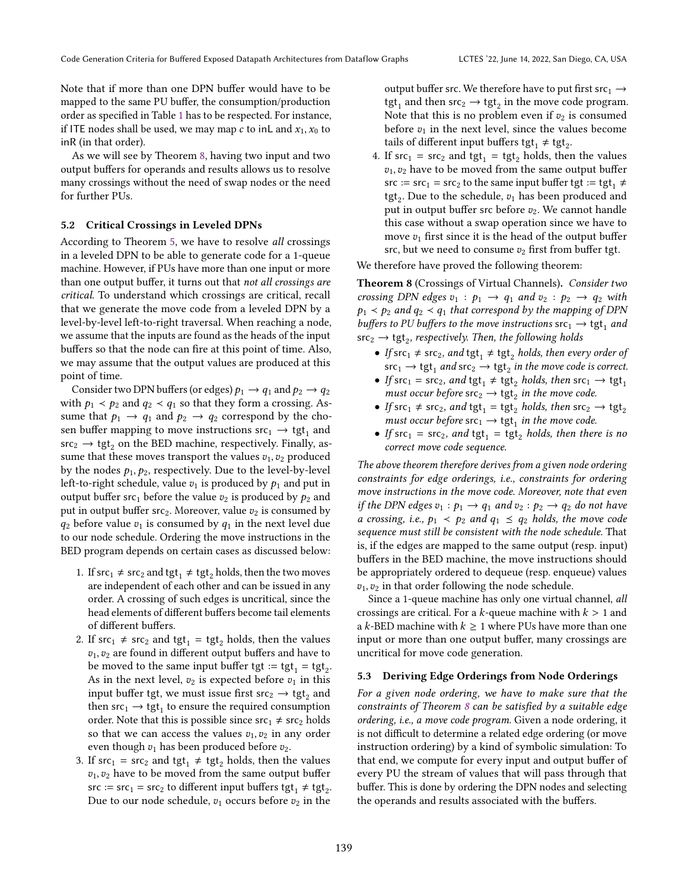Note that if more than one DPN buffer would have to be mapped to the same PU buffer, the consumption/production order as specified in Table 1 has to be respected. For instance, if ITE nodes shall be used, we may map $c$ to inL and $x_1, x_0$ to inR (in that order).

As we will see by Theorem 8, having two input and two output buffers for operands and results allows us to resolve many crossings without the need of swap nodes or the need for further PUs.

### 5.2 Critical Crossings in Leveled DPNs

According to Theorem 5, we have to resolve *all* crossings in a leveled DPN to be able to generate code for a 1-queue machine. However, if PUs have more than one input or more than one output buffer, it turns out that *not all crossings are critical*. To understand which crossings are critical, recall that we generate the move code from a leveled DPN by a level-by-level left-to-right traversal. When reaching a node, we assume that the inputs are found as the heads of the input buffers so that the node can fire at this point of time. Also, we may assume that the output values are produced at this point of time.

Consider two DPN buffers (or edges) $p_1 \to q_1$ and $p_2 \to q_2$ with $p_1 \prec p_2$ and $q_2 \prec q_1$ so that they form a crossing. Assume that $p_1 \to q_1$ and $p_2 \to q_2$ correspond by the chosen buffer mapping to move instructions $\mathsf{src}_1 \to \mathsf{tgt}_1$ and $\mathsf{src}_2 \to \mathsf{tgt}_2$ on the BED machine, respectively. Finally, assume that these moves transport the values $v_1, v_2$ produced by the nodes $p_1, p_2$, respectively. Due to the level-by-level left-to-right schedule, value $v_1$ is produced by $p_1$ and put in output buffer $\mathsf{src}_1$ before the value $v_2$ is produced by $p_2$ and put in output buffer $\mathsf{src}_2$. Moreover, value $v_2$ is consumed by $q_2$ before value $v_1$ is consumed by $q_1$ in the next level due to our node schedule. Ordering the move instructions in the BED program depends on certain cases as discussed below:

1. If $\mathsf{src}_1 \neq \mathsf{src}_2$ and $\mathsf{tgt}_1 \neq \mathsf{tgt}_2$ holds, then the two moves are independent of each other and can be issued in any order. A crossing of such edges is uncritical, since the head elements of different buffers become tail elements of different buffers.
2. If $\mathsf{src}_1 \neq \mathsf{src}_2$ and $\mathsf{tgt}_1 = \mathsf{tgt}_2$ holds, then the values $v_1, v_2$ are found in different output buffers and have to be moved to the same input buffer $\mathsf{tgt} := \mathsf{tgt}_1 = \mathsf{tgt}_2$. As in the next level, $v_2$ is expected before $v_1$ in this input buffer tgt, we must issue first $\mathsf{src}_2 \to \mathsf{tgt}_2$ and then $\mathsf{src}_1 \to \mathsf{tgt}_1$ to ensure the required consumption order. Note that this is possible since $\mathsf{src}_1 \neq \mathsf{src}_2$ holds so that we can access the values $v_1, v_2$ in any order even though $v_1$ has been produced before $v_2$.
3. If $\mathsf{src}_1 = \mathsf{src}_2$ and $\mathsf{tgt}_1 \neq \mathsf{tgt}_2$ holds, then the values $v_1, v_2$ have to be moved from the same output buffer $\mathsf{src} := \mathsf{src}_1 = \mathsf{src}_2$ to different input buffers $\mathsf{tgt}_1 \neq \mathsf{tgt}_2$. Due to our node schedule, $v_1$ occurs before $v_2$ in the output buffer src. We therefore have to put first $\mathsf{src}_1 \to \mathsf{tgt}_1$ and then $\mathsf{src}_2 \to \mathsf{tgt}_2$ in the move code program. Note that this is no problem even if $v_2$ is consumed before $v_1$ in the next level, since the values become tails of different input buffers $\mathsf{tgt}_1 \neq \mathsf{tgt}_2$.
4. If $\mathsf{src}_1 = \mathsf{src}_2$ and $\mathsf{tgt}_1 = \mathsf{tgt}_2$ holds, then the values $v_1, v_2$ have to be moved from the same output buffer $\mathsf{src} := \mathsf{src}_1 = \mathsf{src}_2$ to the same input buffer $\mathsf{tgt} := \mathsf{tgt}_1 \neq \mathsf{tgt}_2$. Due to the schedule, $v_1$ has been produced and put in output buffer src before $v_2$. We cannot handle this case without a swap operation since we have to move $v_1$ first since it is the head of the output buffer src, but we need to consume $v_2$ first from buffer tgt.

We therefore have proved the following theorem:

**Theorem 8** (Crossings of Virtual Channels). *Consider two crossing DPN edges $v_1 : p_1 \to q_1$ and $v_2 : p_2 \to q_2$ with $p_1 \prec p_2$ and $q_2 \prec q_1$ that correspond by the mapping of DPN buffers to PU buffers to the move instructions $\mathsf{src}_1 \to \mathsf{tgt}_1$ and $\mathsf{src}_2 \to \mathsf{tgt}_2$, respectively. Then, the following holds*

- *If $\mathsf{src}_1 \neq \mathsf{src}_2$, and $\mathsf{tgt}_1 \neq \mathsf{tgt}_2$ holds, then every order of $\mathsf{src}_1 \to \mathsf{tgt}_1$ and $\mathsf{src}_2 \to \mathsf{tgt}_2$ in the move code is correct.*
- *If $\mathsf{src}_1 = \mathsf{src}_2$, and $\mathsf{tgt}_1 \neq \mathsf{tgt}_2$ holds, then $\mathsf{src}_1 \to \mathsf{tgt}_1$ must occur before $\mathsf{src}_2 \to \mathsf{tgt}_2$ in the move code.*
- *If $\mathsf{src}_1 \neq \mathsf{src}_2$, and $\mathsf{tgt}_1 = \mathsf{tgt}_2$ holds, then $\mathsf{src}_2 \to \mathsf{tgt}_2$ must occur before $\mathsf{src}_1 \to \mathsf{tgt}_1$ in the move code.*
- *If $\mathsf{src}_1 = \mathsf{src}_2$, and $\mathsf{tgt}_1 = \mathsf{tgt}_2$ holds, then there is no correct move code sequence.*

*The above theorem therefore derives from a given node ordering constraints for edge orderings, i.e., constraints for ordering move instructions in the move code. Moreover, note that even if the DPN edges $v_1 : p_1 \to q_1$ and $v_2 : p_2 \to q_2$ do not have a crossing, i.e., $p_1 \prec p_2$ and $q_1 \preceq q_2$ holds, the move code sequence must still be consistent with the node schedule.* That is, if the edges are mapped to the same output (resp. input) buffers in the BED machine, the move instructions should be appropriately ordered to dequeue (resp. enqueue) values $v_1, v_2$ in that order following the node schedule.

Since a 1-queue machine has only one virtual channel, *all* crossings are critical. For a $k$-queue machine with $k > 1$ and a $k$-BED machine with $k \geq 1$ where PUs have more than one input or more than one output buffer, many crossings are uncritical for move code generation.

### 5.3 Deriving Edge Orderings from Node Orderings

*For a given node ordering, we have to make sure that the constraints of Theorem 8 can be satisfied by a suitable edge ordering, i.e., a move code program.* Given a node ordering, it is not difficult to determine a related edge ordering (or move instruction ordering) by a kind of symbolic simulation: To that end, we compute for every input and output buffer of every PU the stream of values that will pass through that buffer. This is done by ordering the DPN nodes and selecting the operands and results associated with the buffers.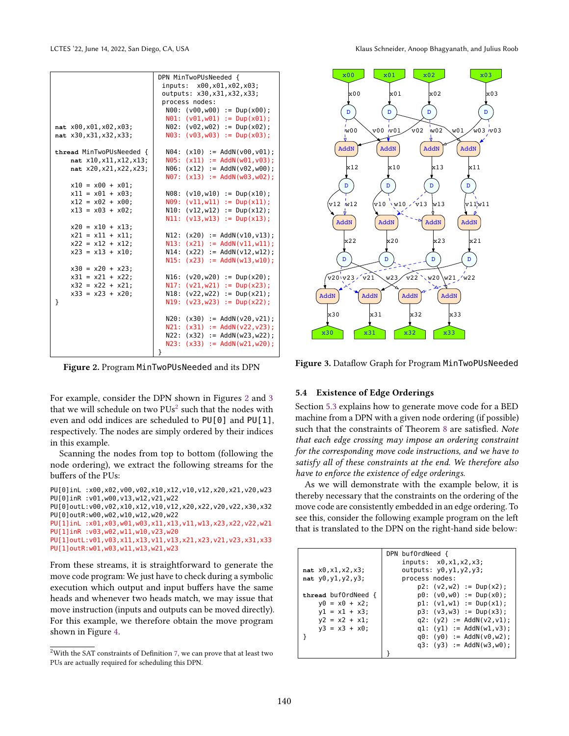```
nat x00,x01,x02,x03;
nat x30,x31,x32,x33;

thread MinTwoPUsNeeded {
    nat x10,x11,x12,x13;
    nat x20,x21,x22,x23;

    x10 = x00 + x01;
    x11 = x01 + x03;
    x12 = x02 + x00;
    x13 = x03 + x02;

    x20 = x10 + x13;
    x21 = x11 + x11;
    x22 = x12 + x12;
    x23 = x13 + x10;

    x30 = x20 + x23;
    x31 = x21 + x22;
    x32 = x22 + x21;
    x33 = x23 + x20;
}
```

```
DPN MinTwoPUsNeeded {
  inputs:  x00,x01,x02,x03;
  outputs: x30,x31,x32,x33;
  process nodes:
    N00: (v00,w00) := Dup(x00);
    N01: (v01,w01) := Dup(x01);
    N02: (v02,w02) := Dup(x02);
    N03: (v03,w03) := Dup(x03);

    N04: (x10) := AddN(v00,v01);
    N05: (x11) := AddN(w01,v03);
    N06: (x12) := AddN(v02,w00);
    N07: (x13) := AddN(w03,w02);

    N08: (v10,w10) := Dup(x10);
    N09: (v11,w11) := Dup(x11);
    N10: (v12,w12) := Dup(x12);
    N11: (v13,w13) := Dup(x13);

    N12: (x20) := AddN(v10,v13);
    N13: (x21) := AddN(v11,w11);
    N14: (x22) := AddN(v12,w12);
    N15: (x23) := AddN(w13,w10);

    N16: (v20,w20) := Dup(x20);
    N17: (v21,w21) := Dup(x23);
    N18: (v22,w22) := Dup(x21);
    N19: (v23,w23) := Dup(x22);

    N20: (x30) := AddN(v20,v21);
    N21: (x31) := AddN(v22,v23);
    N22: (x32) := AddN(w23,w22);
    N23: (x33) := AddN(w21,w20);
}
```

**Figure 2.** Program MinTwoPUsNeeded and its DPN

For example, consider the DPN shown in Figures 2 and 3 that we will schedule on two PUs[2] such that the nodes with even and odd indices are scheduled to PU[0] and PU[1], respectively. The nodes are simply ordered by their indices in this example.

Scanning the nodes from top to bottom (following the node ordering), we extract the following streams for the buffers of the PUs:

```
PU[0]inL :x00,x02,v00,v02,x10,x12,v10,v12,x20,x21,v20,w23
PU[0]inR :v01,w00,v13,w12,v21,w22
PU[0]outL:v00,v02,x10,x12,v10,v12,x20,x22,v20,v22,x30,x32
PU[0]outR:w00,w02,w10,w12,w20,w22
PU[1]inL :x01,x03,w01,w03,x11,x13,v11,w13,x23,x22,v22,w21
PU[1]inR :v03,w02,w11,w10,v23,w20
PU[1]outL:v01,v03,x11,x13,v11,v13,x21,x23,v21,v23,x31,x33
PU[1]outR:w01,w03,w11,w13,w21,w23
```

From these streams, it is straightforward to generate the move code program: We just have to check during a symbolic execution which output and input buffers have the same heads and whenever two heads match, we may issue that move instruction (inputs and outputs can be moved directly). For this example, we therefore obtain the move program shown in Figure 4.

[2] With the SAT constraints of Definition 7, we can prove that at least two PUs are actually required for scheduling this DPN.

**Figure 3.** Dataflow Graph for Program MinTwoPUsNeeded

### 5.4 Existence of Edge Orderings

Section 5.3 explains how to generate move code for a BED machine from a DPN with a given node ordering (if possible) such that the constraints of Theorem 8 are satisfied. *Note that each edge crossing may impose an ordering constraint for the corresponding move code instructions, and we have to satisfy all of these constraints at the end. We therefore also have to enforce the existence of edge orderings.*

As we will demonstrate with the example below, it is thereby necessary that the constraints on the ordering of the move code are consistently embedded in an edge ordering. To see this, consider the following example program on the left that is translated to the DPN on the right-hand side below:

```
nat x0,x1,x2,x3;
nat y0,y1,y2,y3;

thread bufOrdNeed {
    y0 = x0 + x2;
    y1 = x1 + x3;
    y2 = x2 + x1;
    y3 = x3 + x0;
}
```

```
DPN bufOrdNeed {
    inputs:  x0,x1,x2,x3;
    outputs: y0,y1,y2,y3;
    process nodes:
        p2: (v2,w2) := Dup(x2);
        p0: (v0,w0) := Dup(x0);
        p1: (v1,w1) := Dup(x1);
        p3: (v3,w3) := Dup(x3);
        q2: (y2) := AddN(v2,v1);
        q1: (y1) := AddN(w1,v3);
        q0: (y0) := AddN(v0,w2);
        q3: (y3) := AddN(w3,w0);
}
```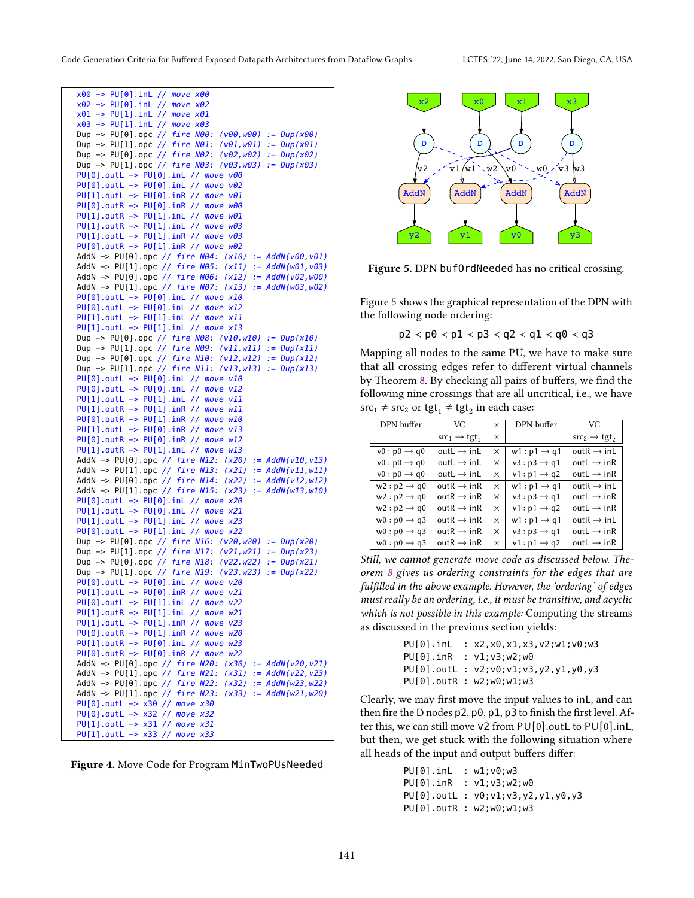```
x00 -> PU[0].inL // move x00
x02 -> PU[0].inL // move x02
x01 -> PU[1].inL // move x01
x03 -> PU[1].inL // move x03
Dup -> PU[0].opc // fire N00: (v00,w00) := Dup(x00)
Dup -> PU[1].opc // fire N01: (v01,w01) := Dup(x01)
Dup -> PU[0].opc // fire N02: (v02,w02) := Dup(x02)
Dup -> PU[1].opc // fire N03: (v03,w03) := Dup(x03)
PU[0].outL -> PU[0].inL // move v00
PU[0].outL -> PU[0].inL // move v02
PU[1].outL -> PU[0].inR // move v01
PU[0].outR -> PU[0].inR // move w00
PU[1].outR -> PU[1].inL // move w01
PU[1].outR -> PU[1].inL // move w03
PU[1].outL -> PU[1].inR // move v03
PU[0].outR -> PU[1].inR // move w02
AddN -> PU[0].opc // fire N04: (x10) := AddN(v00,v01)
AddN -> PU[1].opc // fire N05: (x11) := AddN(w01,v03)
AddN -> PU[0].opc // fire N06: (x12) := AddN(v02,w00)
AddN -> PU[1].opc // fire N07: (x13) := AddN(w03,w02)
PU[0].outL -> PU[0].inL // move x10
PU[0].outL -> PU[0].inL // move x12
PU[1].outL -> PU[1].inL // move x11
PU[1].outL -> PU[1].inL // move x13
Dup -> PU[0].opc // fire N08: (v10,w10) := Dup(x10)
Dup -> PU[1].opc // fire N09: (v11,w11) := Dup(x11)
Dup -> PU[0].opc // fire N10: (v12,w12) := Dup(x12)
Dup -> PU[1].opc // fire N11: (v13,w13) := Dup(x13)
PU[0].outL -> PU[0].inL // move v10
PU[0].outL -> PU[0].inL // move v12
PU[1].outL -> PU[1].inL // move v11
PU[1].outR -> PU[1].inR // move w11
PU[0].outR -> PU[1].inR // move w10
PU[1].outL -> PU[0].inR // move v13
PU[0].outR -> PU[0].inR // move w12
PU[1].outR -> PU[1].inL // move w13
AddN -> PU[0].opc // fire N12: (x20) := AddN(v10,v13)
AddN -> PU[1].opc // fire N13: (x21) := AddN(v11,w11)
AddN -> PU[0].opc // fire N14: (x22) := AddN(v12,w12)
AddN -> PU[1].opc // fire N15: (x23) := AddN(w13,w10)
PU[0].outL -> PU[0].inL // move x20
PU[1].outL -> PU[0].inL // move x21
PU[1].outL -> PU[1].inL // move x23
PU[0].outL -> PU[1].inL // move x22
Dup -> PU[0].opc // fire N16: (v20,w20) := Dup(x20)
Dup -> PU[1].opc // fire N17: (v21,w21) := Dup(x23)
Dup -> PU[0].opc // fire N18: (v22,w22) := Dup(x21)
Dup -> PU[1].opc // fire N19: (v23,w23) := Dup(x22)
PU[0].outL -> PU[0].inL // move v20
PU[1].outL -> PU[0].inR // move v21
PU[0].outL -> PU[1].inL // move v22
PU[1].outR -> PU[1].inL // move w21
PU[1].outL -> PU[1].inR // move v23
PU[0].outR -> PU[1].inR // move w20
PU[1].outR -> PU[0].inL // move w23
PU[0].outR -> PU[0].inR // move w22
AddN -> PU[0].opc // fire N20: (x30) := AddN(v20,v21)
AddN -> PU[1].opc // fire N21: (x31) := AddN(v22,v23)
AddN -> PU[0].opc // fire N22: (x32) := AddN(w23,w22)
AddN -> PU[1].opc // fire N23: (x33) := AddN(w21,w20)
PU[0].outL -> x30 // move x30
PU[0].outL -> x32 // move x32
PU[1].outL -> x31 // move x31
PU[1].outL -> x33 // move x33
```

**Figure 4.** Move Code for Program `MinTwoPUsNeeded`

**Figure 5.** DPN `bufOrdNeeded` has no critical crossing.

Figure 5 shows the graphical representation of the DPN with the following node ordering:

$$\texttt{p2} < \texttt{p0} < \texttt{p1} < \texttt{p3} < \texttt{q2} < \texttt{q1} < \texttt{q0} < \texttt{q3}$$

Mapping all nodes to the same PU, we have to make sure that all crossing edges refer to different virtual channels by Theorem 8. By checking all pairs of buffers, we find the following nine crossings that are all uncritical, i.e., we have $\text{src}_1 \neq \text{src}_2$ or $\text{tgt}_1 \neq \text{tgt}_2$ in each case:

| DPN buffer | VC $\text{src}_1 \rightarrow \text{tgt}_1$ | × | DPN buffer | VC $\text{src}_2 \rightarrow \text{tgt}_2$ |
|---|---|---|---|---|
| v0 : p0 → q0 | outL → inL | × | w1 : p1 → q1 | outR → inL |
| v0 : p0 → q0 | outL → inL | × | v3 : p3 → q1 | outL → inR |
| v0 : p0 → q0 | outL → inL | × | v1 : p1 → q2 | outL → inR |
| w2 : p2 → q0 | outR → inR | × | w1 : p1 → q1 | outR → inL |
| w2 : p2 → q0 | outR → inR | × | v3 : p3 → q1 | outL → inR |
| w2 : p2 → q0 | outR → inR | × | v1 : p1 → q2 | outL → inR |
| w0 : p0 → q3 | outR → inR | × | w1 : p1 → q1 | outR → inL |
| w0 : p0 → q3 | outR → inR | × | v3 : p3 → q1 | outL → inR |
| w0 : p0 → q3 | outR → inR | × | v1 : p1 → q2 | outL → inR |

*Still, we cannot generate move code as discussed below. Theorem 8 gives us ordering constraints for the edges that are fulfilled in the above example. However, the 'ordering' of edges must really be an ordering, i.e., it must be transitive, and acyclic which is not possible in this example:* Computing the streams as discussed in the previous section yields:

```
PU[0].inL  : x2,x0,x1,x3,v2;w1;v0;w3
PU[0].inR  : v1;v3;w2;w0
PU[0].outL : v2;v0;v1;v3,y2,y1,y0,y3
PU[0].outR : w2;w0;w1;w3
```

Clearly, we may first move the input values to inL, and can then fire the D nodes p2, p0, p1, p3 to finish the first level. After this, we can still move v2 from PU[0].outL to PU[0].inL, but then, we get stuck with the following situation where all heads of the input and output buffers differ:

```
PU[0].inL  : w1;v0;w3
PU[0].inR  : v1;v3;w2;w0
PU[0].outL : v0;v1;v3,y2,y1,y0,y3
PU[0].outR : w2;w0;w1;w3
```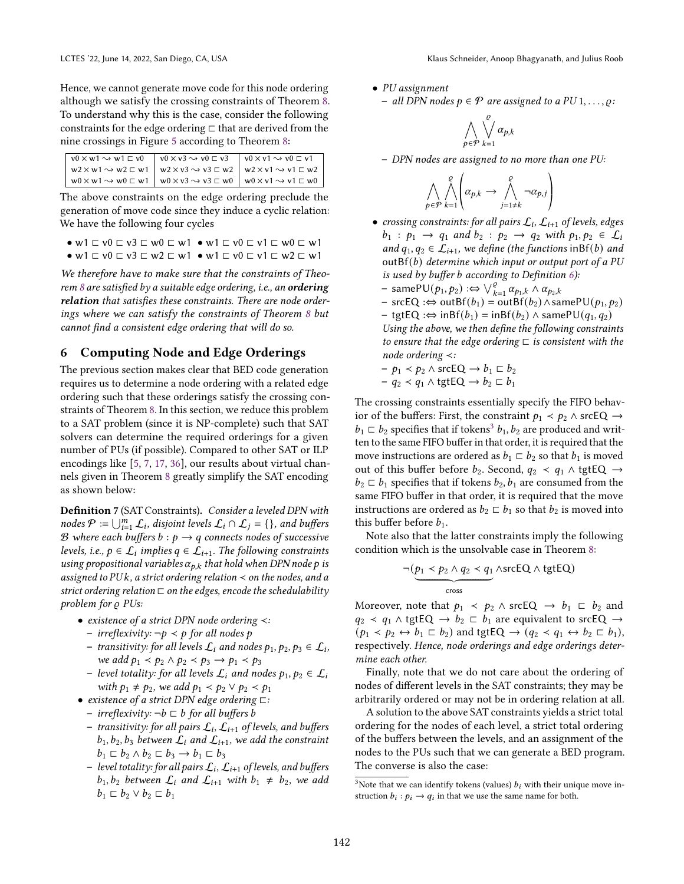Hence, we cannot generate move code for this node ordering although we satisfy the crossing constraints of Theorem 8. To understand why this is the case, consider the following constraints for the edge ordering $\sqsubset$ that are derived from the nine crossings in Figure 5 according to Theorem 8:

| | | |
|---|---|---|
| v0 × w1 ⇝ w1 ⊏ v0 | v0 × v3 ⇝ v0 ⊏ v3 | v0 × v1 ⇝ v0 ⊏ v1 |
| w2 × w1 ⇝ w2 ⊏ w1 | w2 × v3 ⇝ v3 ⊏ w2 | w2 × v1 ⇝ v1 ⊏ w2 |
| w0 × w1 ⇝ w0 ⊏ w1 | w0 × v3 ⇝ v3 ⊏ w0 | w0 × v1 ⇝ v1 ⊏ w0 |

The above constraints on the edge ordering preclude the generation of move code since they induce a cyclic relation: We have the following four cycles

- w1 ⊏ v0 ⊏ v3 ⊏ w0 ⊏ w1
- w1 ⊏ v0 ⊏ v1 ⊏ w0 ⊏ w1
- w1 ⊏ v0 ⊏ v3 ⊏ w2 ⊏ w1
- w1 ⊏ v0 ⊏ v1 ⊏ w2 ⊏ w1

*We therefore have to make sure that the constraints of Theorem 8 are satisfied by a suitable edge ordering, i.e., an **ordering relation** that satisfies these constraints. There are node orderings where we can satisfy the constraints of Theorem 8 but cannot find a consistent edge ordering that will do so.*

## 6 Computing Node and Edge Orderings

The previous section makes clear that BED code generation requires us to determine a node ordering with a related edge ordering such that these orderings satisfy the crossing constraints of Theorem 8. In this section, we reduce this problem to a SAT problem (since it is NP-complete) such that SAT solvers can determine the required orderings for a given number of PUs (if possible). Compared to other SAT or ILP encodings like [5, 7, 17, 36], our results about virtual channels given in Theorem 8 greatly simplify the SAT encoding as shown below:

**Definition 7** (SAT Constraints)**.** *Consider a leveled DPN with nodes $\mathcal{P} := \bigcup_{i=1}^{m} \mathcal{L}_i$, disjoint levels $\mathcal{L}_i \cap \mathcal{L}_j = \{\}$, and buffers $\mathcal{B}$ where each buffers $b : p \to q$ connects nodes of successive levels, i.e., $p \in \mathcal{L}_i$ implies $q \in \mathcal{L}_{i+1}$. The following constraints using propositional variables $\alpha_{p,k}$ that hold when DPN node $p$ is assigned to PU $k$, a strict ordering relation $\prec$ on the nodes, and a strict ordering relation $\sqsubset$ on the edges, encode the schedulability problem for $\varrho$ PUs:*

- *existence of a strict DPN node ordering $\prec$:*
  - *irreflexivity: $\neg p \prec p$ for all nodes $p$*
  - *transitivity: for all levels $\mathcal{L}_i$ and nodes $p_1, p_2, p_3 \in \mathcal{L}_i$, we add $p_1 \prec p_2 \wedge p_2 \prec p_3 \to p_1 \prec p_3$*
  - *level totality: for all levels $\mathcal{L}_i$ and nodes $p_1, p_2 \in \mathcal{L}_i$ with $p_1 \neq p_2$, we add $p_1 \prec p_2 \vee p_2 \prec p_1$*
- *existence of a strict DPN edge ordering $\sqsubset$:*
  - *irreflexivity: $\neg b \sqsubset b$ for all buffers $b$*
  - *transitivity: for all pairs $\mathcal{L}_i, \mathcal{L}_{i+1}$ of levels, and buffers $b_1, b_2, b_3$ between $\mathcal{L}_i$ and $\mathcal{L}_{i+1}$, we add the constraint $b_1 \sqsubset b_2 \wedge b_2 \sqsubset b_3 \to b_1 \sqsubset b_3$*
  - *level totality: for all pairs $\mathcal{L}_i, \mathcal{L}_{i+1}$ of levels, and buffers $b_1, b_2$ between $\mathcal{L}_i$ and $\mathcal{L}_{i+1}$ with $b_1 \neq b_2$, we add $b_1 \sqsubset b_2 \vee b_2 \sqsubset b_1$*
- *PU assignment*
  - *all DPN nodes $p \in \mathcal{P}$ are assigned to a PU $1, \ldots, \varrho$:*

$$\bigwedge_{p \in \mathcal{P}} \bigvee_{k=1}^{\varrho} \alpha_{p,k}$$

  - *DPN nodes are assigned to no more than one PU:*

$$\bigwedge_{p \in \mathcal{P}} \bigwedge_{k=1}^{\varrho} \left( \alpha_{p,k} \to \bigwedge_{j=1 \neq k}^{\varrho} \neg \alpha_{p,j} \right)$$

- *crossing constraints: for all pairs $\mathcal{L}_i, \mathcal{L}_{i+1}$ of levels, edges $b_1 : p_1 \to q_1$ and $b_2 : p_2 \to q_2$ with $p_1, p_2 \in \mathcal{L}_i$ and $q_1, q_2 \in \mathcal{L}_{i+1}$, we define (the functions $\mathsf{inBf}(b)$ and $\mathsf{outBf}(b)$ determine which input or output port of a PU is used by buffer $b$ according to Definition 6):*
  - $\mathsf{samePU}(p_1, p_2) :\Leftrightarrow \bigvee_{k=1}^{\varrho} \alpha_{p_1,k} \wedge \alpha_{p_2,k}$
  - $\mathsf{srcEQ} :\Leftrightarrow \mathsf{outBf}(b_1) = \mathsf{outBf}(b_2) \wedge \mathsf{samePU}(p_1, p_2)$
  - $\mathsf{tgtEQ} :\Leftrightarrow \mathsf{inBf}(b_1) = \mathsf{inBf}(b_2) \wedge \mathsf{samePU}(q_1, q_2)$

  *Using the above, we then define the following constraints to ensure that the edge ordering $\sqsubset$ is consistent with the node ordering $\prec$:*
  - $p_1 \prec p_2 \wedge \mathsf{srcEQ} \to b_1 \sqsubset b_2$
  - $q_2 \prec q_1 \wedge \mathsf{tgtEQ} \to b_2 \sqsubset b_1$

The crossing constraints essentially specify the FIFO behavior of the buffers: First, the constraint $p_1 \prec p_2 \wedge \mathsf{srcEQ} \to b_1 \sqsubset b_2$ specifies that if tokens[3] $b_1, b_2$ are produced and written to the same FIFO buffer in that order, it is required that the move instructions are ordered as $b_1 \sqsubset b_2$ so that $b_1$ is moved out of this buffer before $b_2$. Second, $q_2 \prec q_1 \wedge \mathsf{tgtEQ} \to b_2 \sqsubset b_1$ specifies that if tokens $b_2, b_1$ are consumed from the same FIFO buffer in that order, it is required that the move instructions are ordered as $b_2 \sqsubset b_1$ so that $b_2$ is moved into this buffer before $b_1$.

Note also that the latter constraints imply the following condition which is the unsolvable case in Theorem 8:

$$\neg(\underbrace{p_1 \prec p_2 \wedge q_2 \prec q_1}_{\text{cross}} \wedge \mathsf{srcEQ} \wedge \mathsf{tgtEQ})$$

Moreover, note that $p_1 \prec p_2 \wedge \mathsf{srcEQ} \to b_1 \sqsubset b_2$ and $q_2 \prec q_1 \wedge \mathsf{tgtEQ} \to b_2 \sqsubset b_1$ are equivalent to $\mathsf{srcEQ} \to (p_1 \prec p_2 \leftrightarrow b_1 \sqsubset b_2)$ and $\mathsf{tgtEQ} \to (q_2 \prec q_1 \leftrightarrow b_2 \sqsubset b_1)$, respectively. *Hence, node orderings and edge orderings determine each other.*

Finally, note that we do not care about the ordering of nodes of different levels in the SAT constraints; they may be arbitrarily ordered or may not be in ordering relation at all.

A solution to the above SAT constraints yields a strict total ordering for the nodes of each level, a strict total ordering of the buffers between the levels, and an assignment of the nodes to the PUs such that we can generate a BED program. The converse is also the case:

[3] Note that we can identify tokens (values) $b_i$ with their unique move instruction $b_i : p_i \to q_i$ in that we use the same name for both.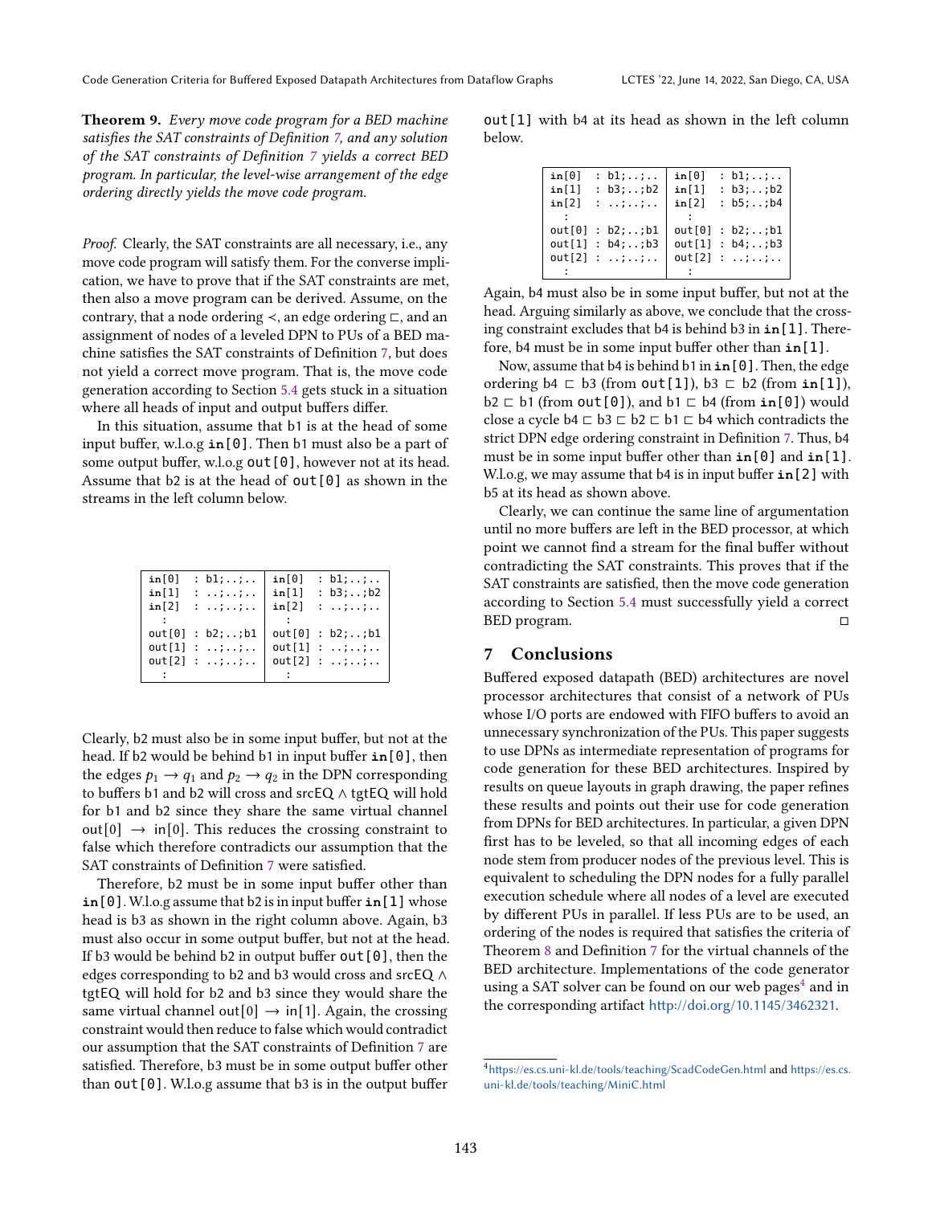**Theorem 9.** *Every move code program for a BED machine satisfies the SAT constraints of Definition 7, and any solution of the SAT constraints of Definition 7 yields a correct BED program. In particular, the level-wise arrangement of the edge ordering directly yields the move code program.*

*Proof.* Clearly, the SAT constraints are all necessary, i.e., any move code program will satisfy them. For the converse implication, we have to prove that if the SAT constraints are met, then also a move program can be derived. Assume, on the contrary, that a node ordering $\prec$, an edge ordering $\sqsubset$, and an assignment of nodes of a leveled DPN to PUs of a BED machine satisfies the SAT constraints of Definition 7, but does not yield a correct move program. That is, the move code generation according to Section 5.4 gets stuck in a situation where all heads of input and output buffers differ.

In this situation, assume that b1 is at the head of some input buffer, w.l.o.g **in[0]**. Then b1 must also be a part of some output buffer, w.l.o.g out[0], however not at its head. Assume that b2 is at the head of out[0] as shown in the streams in the left column below.

```
in[0]  : b1;..;..   | in[0]  : b1;..;..
in[1]  : ..;..;..   | in[1]  : b3;..;b2
in[2]  : ..;..;..   | in[2]  : ..;..;..
  :                 |   :
out[0] : b2;..;b1   | out[0] : b2;..;b1
out[1] : ..;..;..   | out[1] : ..;..;..
out[2] : ..;..;..   | out[2] : ..;..;..
  :                 |   :
```

Clearly, b2 must also be in some input buffer, but not at the head. If b2 would be behind b1 in input buffer **in[0]**, then the edges $p_1 \to q_1$ and $p_2 \to q_2$ in the DPN corresponding to buffers b1 and b2 will cross and srcEQ $\wedge$ tgtEQ will hold for b1 and b2 since they share the same virtual channel out[0] $\to$ in[0]. This reduces the crossing constraint to false which therefore contradicts our assumption that the SAT constraints of Definition 7 were satisfied.

Therefore, b2 must be in some input buffer other than **in[0]**. W.l.o.g assume that b2 is in input buffer **in[1]** whose head is b3 as shown in the right column above. Again, b3 must also occur in some output buffer, but not at the head. If b3 would be behind b2 in output buffer out[0], then the edges corresponding to b2 and b3 would cross and srcEQ $\wedge$ tgtEQ will hold for b2 and b3 since they would share the same virtual channel out[0] $\to$ in[1]. Again, the crossing constraint would then reduce to false which would contradict our assumption that the SAT constraints of Definition 7 are satisfied. Therefore, b3 must be in some output buffer other than out[0]. W.l.o.g assume that b3 is in the output buffer out[1] with b4 at its head as shown in the left column below.

```
in[0]  : b1;..;..   | in[0]  : b1;..;..
in[1]  : b3;..;b2   | in[1]  : b3;..;b2
in[2]  : ..;..;..   | in[2]  : b5;..;b4
  :                 |   :
out[0] : b2;..;b1   | out[0] : b2;..;b1
out[1] : b4;..;b3   | out[1] : b4;..;b3
out[2] : ..;..;..   | out[2] : ..;..;..
  :                 |   :
```

Again, b4 must also be in some input buffer, but not at the head. Arguing similarly as above, we conclude that the crossing constraint excludes that b4 is behind b3 in **in[1]**. Therefore, b4 must be in some input buffer other than **in[1]**.

Now, assume that b4 is behind b1 in **in[0]**. Then, the edge ordering b4 $\sqsubset$ b3 (from out[1]), b3 $\sqsubset$ b2 (from **in[1]**), b2 $\sqsubset$ b1 (from out[0]), and b1 $\sqsubset$ b4 (from **in[0]**) would close a cycle b4 $\sqsubset$ b3 $\sqsubset$ b2 $\sqsubset$ b1 $\sqsubset$ b4 which contradicts the strict DPN edge ordering constraint in Definition 7. Thus, b4 must be in some input buffer other than **in[0]** and **in[1]**. W.l.o.g, we may assume that b4 is in input buffer **in[2]** with b5 at its head as shown above.

Clearly, we can continue the same line of argumentation until no more buffers are left in the BED processor, at which point we cannot find a stream for the final buffer without contradicting the SAT constraints. This proves that if the SAT constraints are satisfied, then the move code generation according to Section 5.4 must successfully yield a correct BED program. ◻

## 7 Conclusions

Buffered exposed datapath (BED) architectures are novel processor architectures that consist of a network of PUs whose I/O ports are endowed with FIFO buffers to avoid an unnecessary synchronization of the PUs. This paper suggests to use DPNs as intermediate representation of programs for code generation for these BED architectures. Inspired by results on queue layouts in graph drawing, the paper refines these results and points out their use for code generation from DPNs for BED architectures. In particular, a given DPN first has to be leveled, so that all incoming edges of each node stem from producer nodes of the previous level. This is equivalent to scheduling the DPN nodes for a fully parallel execution schedule where all nodes of a level are executed by different PUs in parallel. If less PUs are to be used, an ordering of the nodes is required that satisfies the criteria of Theorem 8 and Definition 7 for the virtual channels of the BED architecture. Implementations of the code generator using a SAT solver can be found on our web pages[4] and in the corresponding artifact http://doi.org/10.1145/3462321.

[4] https://es.cs.uni-kl.de/tools/teaching/ScadCodeGen.html and https://es.cs.uni-kl.de/tools/teaching/MiniC.html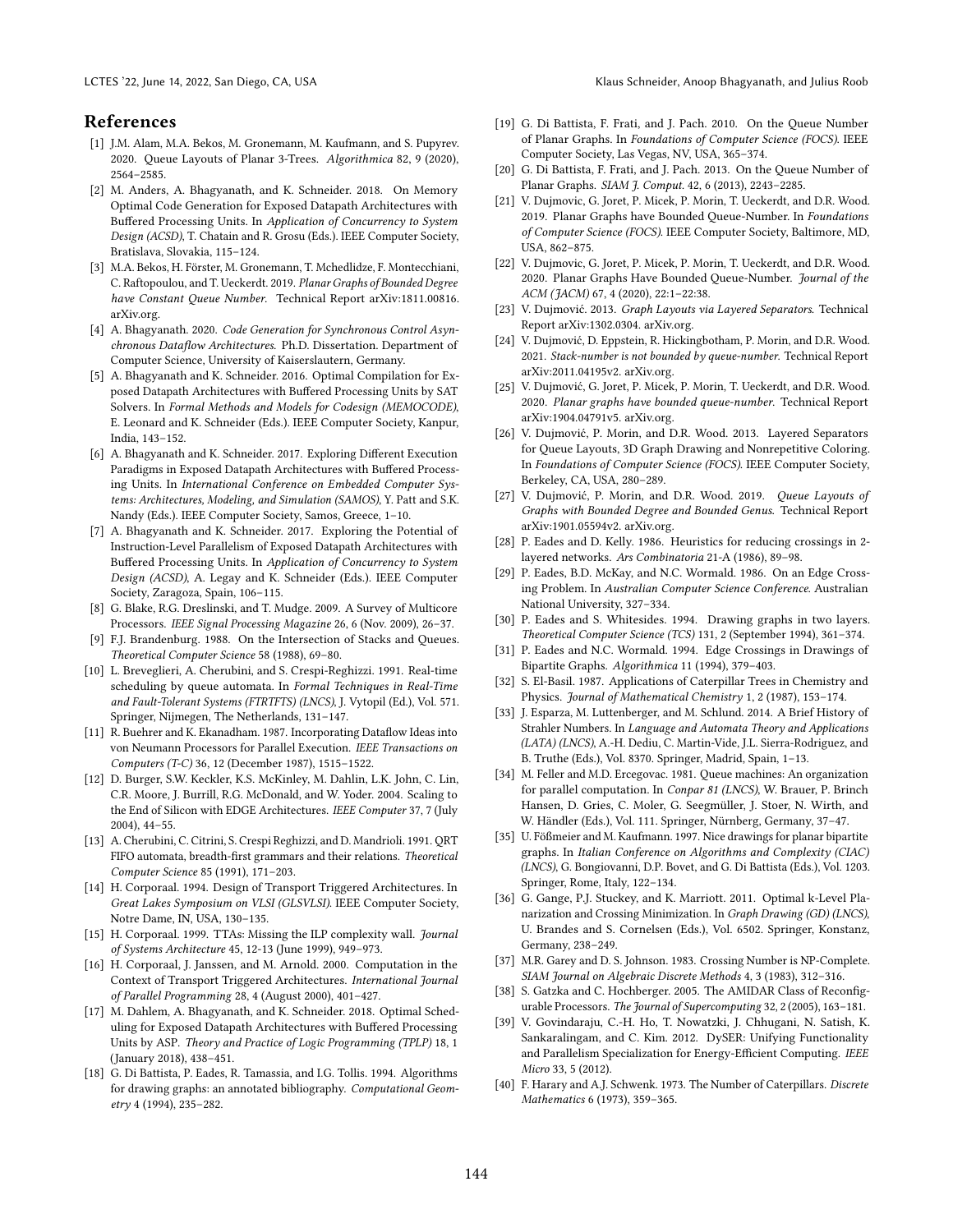## References

[1] J.M. Alam, M.A. Bekos, M. Gronemann, M. Kaufmann, and S. Pupyrev. 2020. Queue Layouts of Planar 3-Trees. *Algorithmica* 82, 9 (2020), 2564–2585.

[2] M. Anders, A. Bhagyanath, and K. Schneider. 2018. On Memory Optimal Code Generation for Exposed Datapath Architectures with Buffered Processing Units. In *Application of Concurrency to System Design (ACSD)*, T. Chatain and R. Grosu (Eds.). IEEE Computer Society, Bratislava, Slovakia, 115–124.

[3] M.A. Bekos, H. Förster, M. Gronemann, T. Mchedlidze, F. Montecchiani, C. Raftopoulou, and T. Ueckerdt. 2019. *Planar Graphs of Bounded Degree have Constant Queue Number.* Technical Report arXiv:1811.00816. arXiv.org.

[4] A. Bhagyanath. 2020. *Code Generation for Synchronous Control Asynchronous Dataflow Architectures.* Ph.D. Dissertation. Department of Computer Science, University of Kaiserslautern, Germany.

[5] A. Bhagyanath and K. Schneider. 2016. Optimal Compilation for Exposed Datapath Architectures with Buffered Processing Units by SAT Solvers. In *Formal Methods and Models for Codesign (MEMOCODE)*, E. Leonard and K. Schneider (Eds.). IEEE Computer Society, Kanpur, India, 143–152.

[6] A. Bhagyanath and K. Schneider. 2017. Exploring Different Execution Paradigms in Exposed Datapath Architectures with Buffered Processing Units. In *International Conference on Embedded Computer Systems: Architectures, Modeling, and Simulation (SAMOS)*, Y. Patt and S.K. Nandy (Eds.). IEEE Computer Society, Samos, Greece, 1–10.

[7] A. Bhagyanath and K. Schneider. 2017. Exploring the Potential of Instruction-Level Parallelism of Exposed Datapath Architectures with Buffered Processing Units. In *Application of Concurrency to System Design (ACSD)*, A. Legay and K. Schneider (Eds.). IEEE Computer Society, Zaragoza, Spain, 106–115.

[8] G. Blake, R.G. Dreslinski, and T. Mudge. 2009. A Survey of Multicore Processors. *IEEE Signal Processing Magazine* 26, 6 (Nov. 2009), 26–37.

[9] F.J. Brandenburg. 1988. On the Intersection of Stacks and Queues. *Theoretical Computer Science* 58 (1988), 69–80.

[10] L. Breveglieri, A. Cherubini, and S. Crespi-Reghizzi. 1991. Real-time scheduling by queue automata. In *Formal Techniques in Real-Time and Fault-Tolerant Systems (FTRTFTS) (LNCS)*, J. Vytopil (Ed.), Vol. 571. Springer, Nijmegen, The Netherlands, 131–147.

[11] R. Buehrer and K. Ekanadham. 1987. Incorporating Dataflow Ideas into von Neumann Processors for Parallel Execution. *IEEE Transactions on Computers (T-C)* 36, 12 (December 1987), 1515–1522.

[12] D. Burger, S.W. Keckler, K.S. McKinley, M. Dahlin, L.K. John, C. Lin, C.R. Moore, J. Burrill, R.G. McDonald, and W. Yoder. 2004. Scaling to the End of Silicon with EDGE Architectures. *IEEE Computer* 37, 7 (July 2004), 44–55.

[13] A. Cherubini, C. Citrini, S. Crespi Reghizzi, and D. Mandrioli. 1991. QRT FIFO automata, breadth-first grammars and their relations. *Theoretical Computer Science* 85 (1991), 171–203.

[14] H. Corporaal. 1994. Design of Transport Triggered Architectures. In *Great Lakes Symposium on VLSI (GLSVLSI)*. IEEE Computer Society, Notre Dame, IN, USA, 130–135.

[15] H. Corporaal. 1999. TTAs: Missing the ILP complexity wall. *Journal of Systems Architecture* 45, 12-13 (June 1999), 949–973.

[16] H. Corporaal, J. Janssen, and M. Arnold. 2000. Computation in the Context of Transport Triggered Architectures. *International Journal of Parallel Programming* 28, 4 (August 2000), 401–427.

[17] M. Dahlem, A. Bhagyanath, and K. Schneider. 2018. Optimal Scheduling for Exposed Datapath Architectures with Buffered Processing Units by ASP. *Theory and Practice of Logic Programming (TPLP)* 18, 1 (January 2018), 438–451.

[18] G. Di Battista, P. Eades, R. Tamassia, and I.G. Tollis. 1994. Algorithms for drawing graphs: an annotated bibliography. *Computational Geometry* 4 (1994), 235–282.

[19] G. Di Battista, F. Frati, and J. Pach. 2010. On the Queue Number of Planar Graphs. In *Foundations of Computer Science (FOCS)*. IEEE Computer Society, Las Vegas, NV, USA, 365–374.

[20] G. Di Battista, F. Frati, and J. Pach. 2013. On the Queue Number of Planar Graphs. *SIAM J. Comput.* 42, 6 (2013), 2243–2285.

[21] V. Dujmovic, G. Joret, P. Micek, P. Morin, T. Ueckerdt, and D.R. Wood. 2019. Planar Graphs have Bounded Queue-Number. In *Foundations of Computer Science (FOCS)*. IEEE Computer Society, Baltimore, MD, USA, 862–875.

[22] V. Dujmovic, G. Joret, P. Micek, P. Morin, T. Ueckerdt, and D.R. Wood. 2020. Planar Graphs Have Bounded Queue-Number. *Journal of the ACM (JACM)* 67, 4 (2020), 22:1–22:38.

[23] V. Dujmović. 2013. *Graph Layouts via Layered Separators.* Technical Report arXiv:1302.0304. arXiv.org.

[24] V. Dujmović, D. Eppstein, R. Hickingbotham, P. Morin, and D.R. Wood. 2021. *Stack-number is not bounded by queue-number.* Technical Report arXiv:2011.04195v2. arXiv.org.

[25] V. Dujmović, G. Joret, P. Micek, P. Morin, T. Ueckerdt, and D.R. Wood. 2020. *Planar graphs have bounded queue-number.* Technical Report arXiv:1904.04791v5. arXiv.org.

[26] V. Dujmović, P. Morin, and D.R. Wood. 2013. Layered Separators for Queue Layouts, 3D Graph Drawing and Nonrepetitive Coloring. In *Foundations of Computer Science (FOCS)*. IEEE Computer Society, Berkeley, CA, USA, 280–289.

[27] V. Dujmović, P. Morin, and D.R. Wood. 2019. *Queue Layouts of Graphs with Bounded Degree and Bounded Genus.* Technical Report arXiv:1901.05594v2. arXiv.org.

[28] P. Eades and D. Kelly. 1986. Heuristics for reducing crossings in 2-layered networks. *Ars Combinatoria* 21-A (1986), 89–98.

[29] P. Eades, B.D. McKay, and N.C. Wormald. 1986. On an Edge Crossing Problem. In *Australian Computer Science Conference*. Australian National University, 327–334.

[30] P. Eades and S. Whitesides. 1994. Drawing graphs in two layers. *Theoretical Computer Science (TCS)* 131, 2 (September 1994), 361–374.

[31] P. Eades and N.C. Wormald. 1994. Edge Crossings in Drawings of Bipartite Graphs. *Algorithmica* 11 (1994), 379–403.

[32] S. El-Basil. 1987. Applications of Caterpillar Trees in Chemistry and Physics. *Journal of Mathematical Chemistry* 1, 2 (1987), 153–174.

[33] J. Esparza, M. Luttenberger, and M. Schlund. 2014. A Brief History of Strahler Numbers. In *Language and Automata Theory and Applications (LATA) (LNCS)*, A.-H. Dediu, C. Martin-Vide, J.L. Sierra-Rodriguez, and B. Truthe (Eds.), Vol. 8370. Springer, Madrid, Spain, 1–13.

[34] M. Feller and M.D. Ercegovac. 1981. Queue machines: An organization for parallel computation. In *Conpar 81 (LNCS)*, W. Brauer, P. Brinch Hansen, D. Gries, C. Moler, G. Seegmüller, J. Stoer, N. Wirth, and W. Händler (Eds.), Vol. 111. Springer, Nürnberg, Germany, 37–47.

[35] U. Fößmeier and M. Kaufmann. 1997. Nice drawings for planar bipartite graphs. In *Italian Conference on Algorithms and Complexity (CIAC) (LNCS)*, G. Bongiovanni, D.P. Bovet, and G. Di Battista (Eds.), Vol. 1203. Springer, Rome, Italy, 122–134.

[36] G. Gange, P.J. Stuckey, and K. Marriott. 2011. Optimal k-Level Planarization and Crossing Minimization. In *Graph Drawing (GD) (LNCS)*, U. Brandes and S. Cornelsen (Eds.), Vol. 6502. Springer, Konstanz, Germany, 238–249.

[37] M.R. Garey and D. S. Johnson. 1983. Crossing Number is NP-Complete. *SIAM Journal on Algebraic Discrete Methods* 4, 3 (1983), 312–316.

[38] S. Gatzka and C. Hochberger. 2005. The AMIDAR Class of Reconfigurable Processors. *The Journal of Supercomputing* 32, 2 (2005), 163–181.

[39] V. Govindaraju, C.-H. Ho, T. Nowatzki, J. Chhugani, N. Satish, K. Sankaralingam, and C. Kim. 2012. DySER: Unifying Functionality and Parallelism Specialization for Energy-Efficient Computing. *IEEE Micro* 33, 5 (2012).

[40] F. Harary and A.J. Schwenk. 1973. The Number of Caterpillars. *Discrete Mathematics* 6 (1973), 359–365.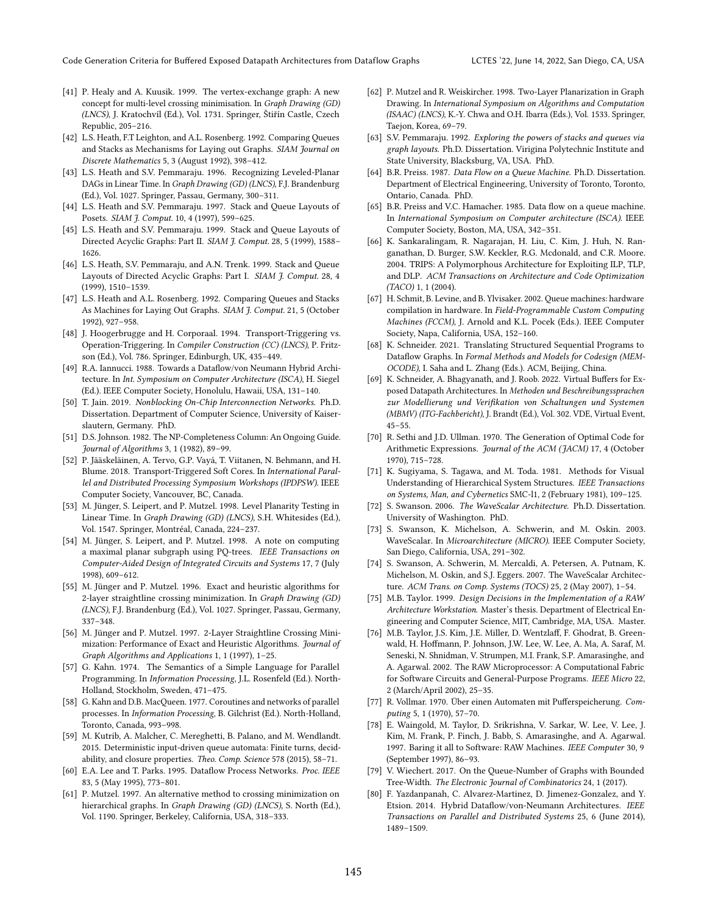[41] P. Healy and A. Kuusik. 1999. The vertex-exchange graph: A new concept for multi-level crossing minimisation. In *Graph Drawing (GD) (LNCS)*, J. Kratochvíl (Ed.), Vol. 1731. Springer, Štiřín Castle, Czech Republic, 205–216.

[42] L.S. Heath, F.T Leighton, and A.L. Rosenberg. 1992. Comparing Queues and Stacks as Mechanisms for Laying out Graphs. *SIAM Journal on Discrete Mathematics* 5, 3 (August 1992), 398–412.

[43] L.S. Heath and S.V. Pemmaraju. 1996. Recognizing Leveled-Planar DAGs in Linear Time. In *Graph Drawing (GD) (LNCS)*, F.J. Brandenburg (Ed.), Vol. 1027. Springer, Passau, Germany, 300–311.

[44] L.S. Heath and S.V. Pemmaraju. 1997. Stack and Queue Layouts of Posets. *SIAM J. Comput.* 10, 4 (1997), 599–625.

[45] L.S. Heath and S.V. Pemmaraju. 1999. Stack and Queue Layouts of Directed Acyclic Graphs: Part II. *SIAM J. Comput.* 28, 5 (1999), 1588–1626.

[46] L.S. Heath, S.V. Pemmaraju, and A.N. Trenk. 1999. Stack and Queue Layouts of Directed Acyclic Graphs: Part I. *SIAM J. Comput.* 28, 4 (1999), 1510–1539.

[47] L.S. Heath and A.L. Rosenberg. 1992. Comparing Queues and Stacks As Machines for Laying Out Graphs. *SIAM J. Comput.* 21, 5 (October 1992), 927–958.

[48] J. Hoogerbrugge and H. Corporaal. 1994. Transport-Triggering vs. Operation-Triggering. In *Compiler Construction (CC) (LNCS)*, P. Fritzson (Ed.), Vol. 786. Springer, Edinburgh, UK, 435–449.

[49] R.A. Iannucci. 1988. Towards a Dataflow/von Neumann Hybrid Architecture. In *Int. Symposium on Computer Architecture (ISCA)*, H. Siegel (Ed.). IEEE Computer Society, Honolulu, Hawaii, USA, 131–140.

[50] T. Jain. 2019. *Nonblocking On-Chip Interconnection Networks.* Ph.D. Dissertation. Department of Computer Science, University of Kaiserslautern, Germany. PhD.

[51] D.S. Johnson. 1982. The NP-Completeness Column: An Ongoing Guide. *Journal of Algorithms* 3, 1 (1982), 89–99.

[52] P. Jääskeläinen, A. Tervo, G.P. Vayá, T. Viitanen, N. Behmann, and H. Blume. 2018. Transport-Triggered Soft Cores. In *International Parallel and Distributed Processing Symposium Workshops (IPDPSW)*. IEEE Computer Society, Vancouver, BC, Canada.

[53] M. Jünger, S. Leipert, and P. Mutzel. 1998. Level Planarity Testing in Linear Time. In *Graph Drawing (GD) (LNCS)*, S.H. Whitesides (Ed.), Vol. 1547. Springer, Montréal, Canada, 224–237.

[54] M. Jünger, S. Leipert, and P. Mutzel. 1998. A note on computing a maximal planar subgraph using PQ-trees. *IEEE Transactions on Computer-Aided Design of Integrated Circuits and Systems* 17, 7 (July 1998), 609–612.

[55] M. Jünger and P. Mutzel. 1996. Exact and heuristic algorithms for 2-layer straightline crossing minimization. In *Graph Drawing (GD) (LNCS)*, F.J. Brandenburg (Ed.), Vol. 1027. Springer, Passau, Germany, 337–348.

[56] M. Jünger and P. Mutzel. 1997. 2-Layer Straightline Crossing Minimization: Performance of Exact and Heuristic Algorithms. *Journal of Graph Algorithms and Applications* 1, 1 (1997), 1–25.

[57] G. Kahn. 1974. The Semantics of a Simple Language for Parallel Programming. In *Information Processing*, J.L. Rosenfeld (Ed.). North-Holland, Stockholm, Sweden, 471–475.

[58] G. Kahn and D.B. MacQueen. 1977. Coroutines and networks of parallel processes. In *Information Processing*, B. Gilchrist (Ed.). North-Holland, Toronto, Canada, 993–998.

[59] M. Kutrib, A. Malcher, C. Mereghetti, B. Palano, and M. Wendlandt. 2015. Deterministic input-driven queue automata: Finite turns, decidability, and closure properties. *Theo. Comp. Science* 578 (2015), 58–71.

[60] E.A. Lee and T. Parks. 1995. Dataflow Process Networks. *Proc. IEEE* 83, 5 (May 1995), 773–801.

[61] P. Mutzel. 1997. An alternative method to crossing minimization on hierarchical graphs. In *Graph Drawing (GD) (LNCS)*, S. North (Ed.), Vol. 1190. Springer, Berkeley, California, USA, 318–333.

[62] P. Mutzel and R. Weiskircher. 1998. Two-Layer Planarization in Graph Drawing. In *International Symposium on Algorithms and Computation (ISAAC) (LNCS)*, K.-Y. Chwa and O.H. Ibarra (Eds.), Vol. 1533. Springer, Taejon, Korea, 69–79.

[63] S.V. Pemmaraju. 1992. *Exploring the powers of stacks and queues via graph layouts.* Ph.D. Dissertation. Virigina Polytechnic Institute and State University, Blacksburg, VA, USA. PhD.

[64] B.R. Preiss. 1987. *Data Flow on a Queue Machine.* Ph.D. Dissertation. Department of Electrical Engineering, University of Toronto, Toronto, Ontario, Canada. PhD.

[65] B.R. Preiss and V.C. Hamacher. 1985. Data flow on a queue machine. In *International Symposium on Computer architecture (ISCA)*. IEEE Computer Society, Boston, MA, USA, 342–351.

[66] K. Sankaralingam, R. Nagarajan, H. Liu, C. Kim, J. Huh, N. Ranganathan, D. Burger, S.W. Keckler, R.G. Mcdonald, and C.R. Moore. 2004. TRIPS: A Polymorphous Architecture for Exploiting ILP, TLP, and DLP. *ACM Transactions on Architecture and Code Optimization (TACO)* 1, 1 (2004).

[67] H. Schmit, B. Levine, and B. Ylvisaker. 2002. Queue machines: hardware compilation in hardware. In *Field-Programmable Custom Computing Machines (FCCM)*, J. Arnold and K.L. Pocek (Eds.). IEEE Computer Society, Napa, California, USA, 152–160.

[68] K. Schneider. 2021. Translating Structured Sequential Programs to Dataflow Graphs. In *Formal Methods and Models for Codesign (MEMOCODE)*, I. Saha and L. Zhang (Eds.). ACM, Beijing, China.

[69] K. Schneider, A. Bhagyanath, and J. Roob. 2022. Virtual Buffers for Exposed Datapath Architectures. In *Methoden und Beschreibungssprachen zur Modellierung und Verifikation von Schaltungen und Systemen (MBMV) (ITG-Fachbericht)*, J. Brandt (Ed.), Vol. 302. VDE, Virtual Event, 45–55.

[70] R. Sethi and J.D. Ullman. 1970. The Generation of Optimal Code for Arithmetic Expressions. *Journal of the ACM (JACM)* 17, 4 (October 1970), 715–728.

[71] K. Sugiyama, S. Tagawa, and M. Toda. 1981. Methods for Visual Understanding of Hierarchical System Structures. *IEEE Transactions on Systems, Man, and Cybernetics* SMC-l1, 2 (February 1981), 109–125.

[72] S. Swanson. 2006. *The WaveScalar Architecture.* Ph.D. Dissertation. University of Washington. PhD.

[73] S. Swanson, K. Michelson, A. Schwerin, and M. Oskin. 2003. WaveScalar. In *Microarchitecture (MICRO)*. IEEE Computer Society, San Diego, California, USA, 291–302.

[74] S. Swanson, A. Schwerin, M. Mercaldi, A. Petersen, A. Putnam, K. Michelson, M. Oskin, and S.J. Eggers. 2007. The WaveScalar Architecture. *ACM Trans. on Comp. Systems (TOCS)* 25, 2 (May 2007), 1–54.

[75] M.B. Taylor. 1999. *Design Decisions in the Implementation of a RAW Architecture Workstation.* Master's thesis. Department of Electrical Engineering and Computer Science, MIT, Cambridge, MA, USA. Master.

[76] M.B. Taylor, J.S. Kim, J.E. Miller, D. Wentzlaff, F. Ghodrat, B. Greenwald, H. Hoffmann, P. Johnson, J.W. Lee, W. Lee, A. Ma, A. Saraf, M. Seneski, N. Shnidman, V. Strumpen, M.I. Frank, S.P. Amarasinghe, and A. Agarwal. 2002. The RAW Microprocessor: A Computational Fabric for Software Circuits and General-Purpose Programs. *IEEE Micro* 22, 2 (March/April 2002), 25–35.

[77] R. Vollmar. 1970. Über einen Automaten mit Pufferspeicherung. *Computing* 5, 1 (1970), 57–70.

[78] E. Waingold, M. Taylor, D. Srikrishna, V. Sarkar, W. Lee, V. Lee, J. Kim, M. Frank, P. Finch, J. Babb, S. Amarasinghe, and A. Agarwal. 1997. Baring it all to Software: RAW Machines. *IEEE Computer* 30, 9 (September 1997), 86–93.

[79] V. Wiechert. 2017. On the Queue-Number of Graphs with Bounded Tree-Width. *The Electronic Journal of Combinatorics* 24, 1 (2017).

[80] F. Yazdanpanah, C. Alvarez-Martinez, D. Jimenez-Gonzalez, and Y. Etsion. 2014. Hybrid Dataflow/von-Neumann Architectures. *IEEE Transactions on Parallel and Distributed Systems* 25, 6 (June 2014), 1489–1509.